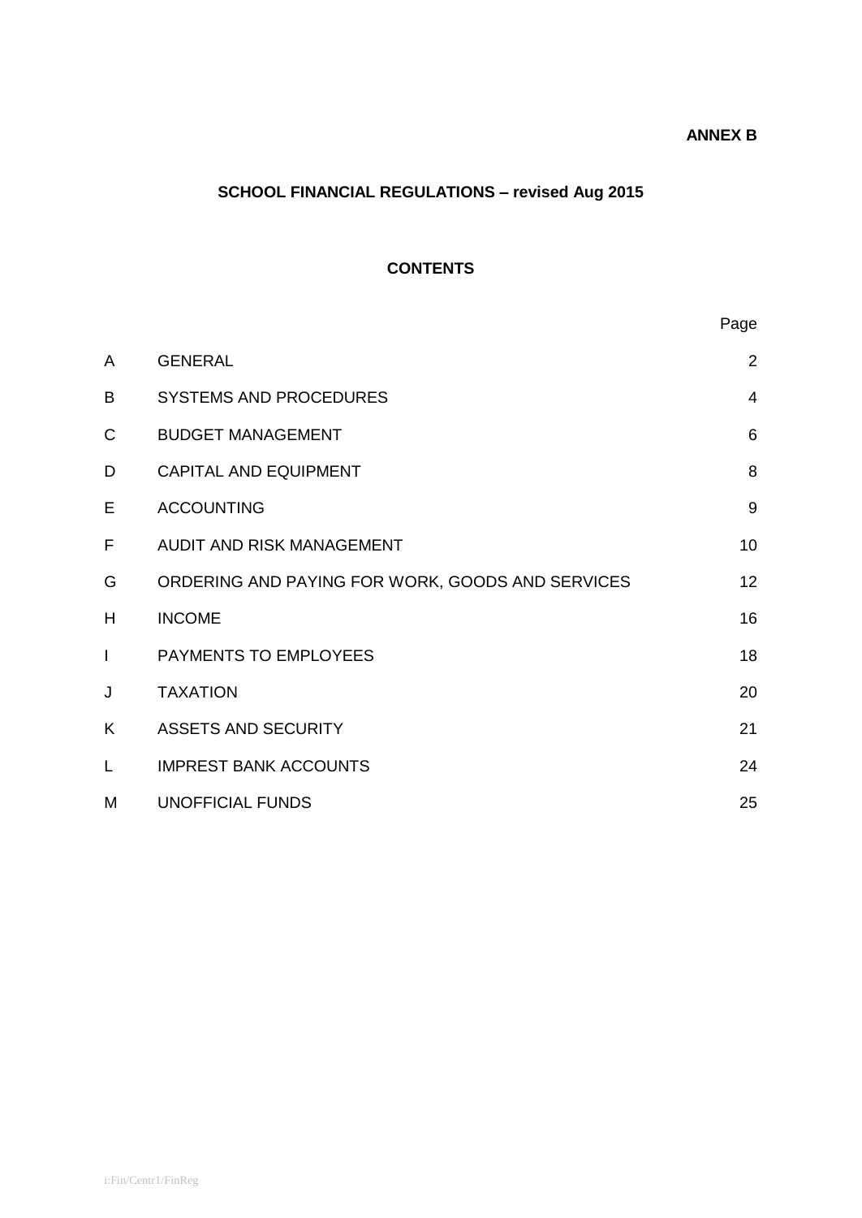**ANNEX B**

# SCHOOL FINANCIAL REGULATIONS – revised Aug 2015

## CONTENTS

| | | Page |
|---|---|---|
| A | GENERAL | 2 |
| B | SYSTEMS AND PROCEDURES | 4 |
| C | BUDGET MANAGEMENT | 6 |
| D | CAPITAL AND EQUIPMENT | 8 |
| E | ACCOUNTING | 9 |
| F | AUDIT AND RISK MANAGEMENT | 10 |
| G | ORDERING AND PAYING FOR WORK, GOODS AND SERVICES | 12 |
| H | INCOME | 16 |
| I | PAYMENTS TO EMPLOYEES | 18 |
| J | TAXATION | 20 |
| K | ASSETS AND SECURITY | 21 |
| L | IMPREST BANK ACCOUNTS | 24 |
| M | UNOFFICIAL FUNDS | 25 |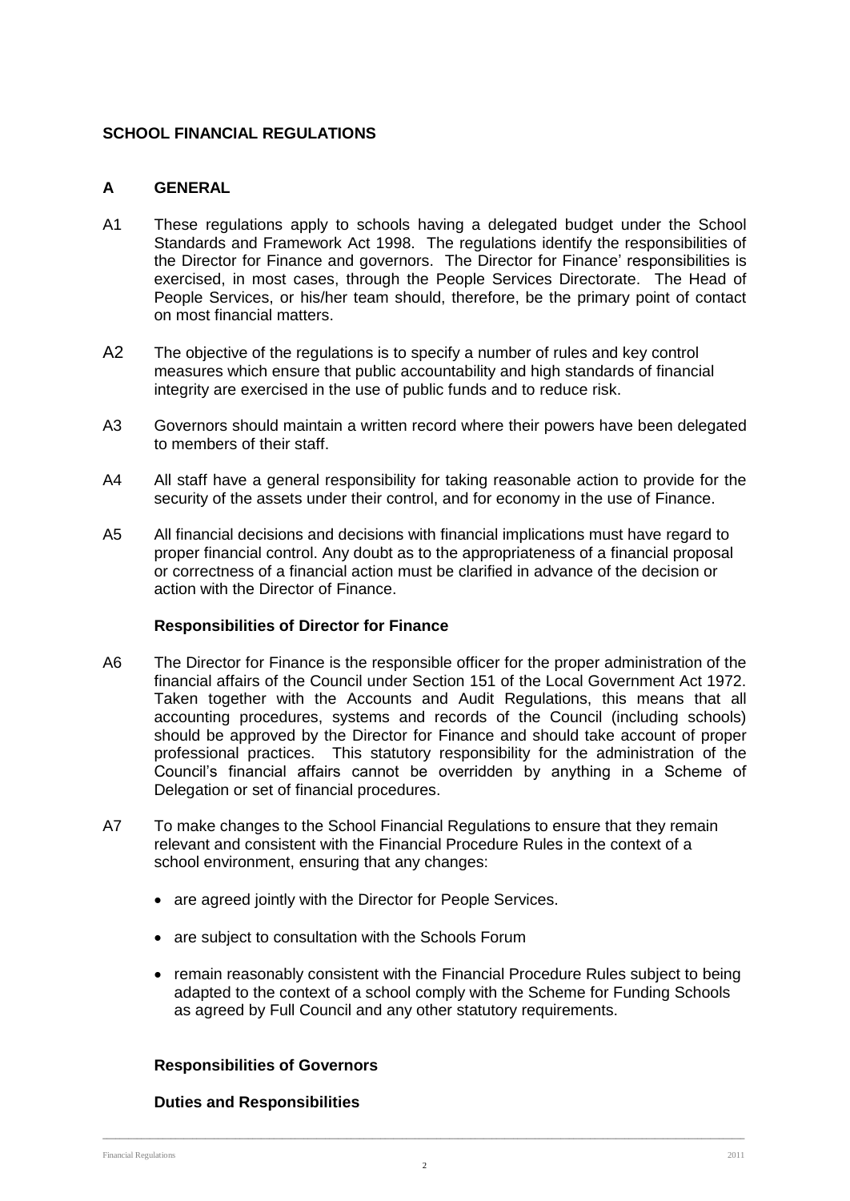# SCHOOL FINANCIAL REGULATIONS

## A GENERAL

A1 These regulations apply to schools having a delegated budget under the School Standards and Framework Act 1998. The regulations identify the responsibilities of the Director for Finance and governors. The Director for Finance' responsibilities is exercised, in most cases, through the People Services Directorate. The Head of People Services, or his/her team should, therefore, be the primary point of contact on most financial matters.

A2 The objective of the regulations is to specify a number of rules and key control measures which ensure that public accountability and high standards of financial integrity are exercised in the use of public funds and to reduce risk.

A3 Governors should maintain a written record where their powers have been delegated to members of their staff.

A4 All staff have a general responsibility for taking reasonable action to provide for the security of the assets under their control, and for economy in the use of Finance.

A5 All financial decisions and decisions with financial implications must have regard to proper financial control. Any doubt as to the appropriateness of a financial proposal or correctness of a financial action must be clarified in advance of the decision or action with the Director of Finance.

### Responsibilities of Director for Finance

A6 The Director for Finance is the responsible officer for the proper administration of the financial affairs of the Council under Section 151 of the Local Government Act 1972. Taken together with the Accounts and Audit Regulations, this means that all accounting procedures, systems and records of the Council (including schools) should be approved by the Director for Finance and should take account of proper professional practices. This statutory responsibility for the administration of the Council's financial affairs cannot be overridden by anything in a Scheme of Delegation or set of financial procedures.

A7 To make changes to the School Financial Regulations to ensure that they remain relevant and consistent with the Financial Procedure Rules in the context of a school environment, ensuring that any changes:

- are agreed jointly with the Director for People Services.
- are subject to consultation with the Schools Forum
- remain reasonably consistent with the Financial Procedure Rules subject to being adapted to the context of a school comply with the Scheme for Funding Schools as agreed by Full Council and any other statutory requirements.

### Responsibilities of Governors

### Duties and Responsibilities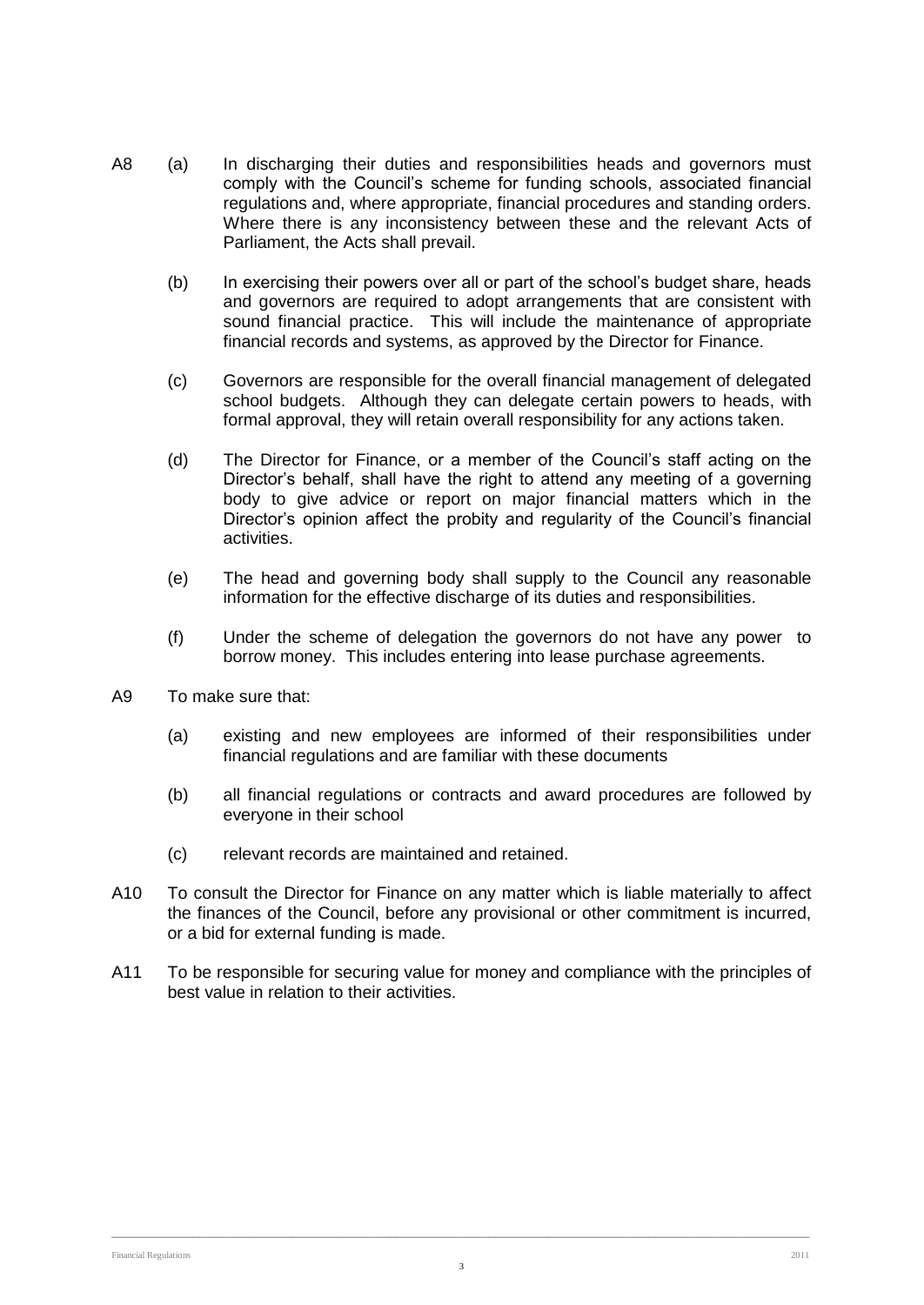A8 (a) In discharging their duties and responsibilities heads and governors must comply with the Council's scheme for funding schools, associated financial regulations and, where appropriate, financial procedures and standing orders. Where there is any inconsistency between these and the relevant Acts of Parliament, the Acts shall prevail.

(b) In exercising their powers over all or part of the school's budget share, heads and governors are required to adopt arrangements that are consistent with sound financial practice. This will include the maintenance of appropriate financial records and systems, as approved by the Director for Finance.

(c) Governors are responsible for the overall financial management of delegated school budgets. Although they can delegate certain powers to heads, with formal approval, they will retain overall responsibility for any actions taken.

(d) The Director for Finance, or a member of the Council's staff acting on the Director's behalf, shall have the right to attend any meeting of a governing body to give advice or report on major financial matters which in the Director's opinion affect the probity and regularity of the Council's financial activities.

(e) The head and governing body shall supply to the Council any reasonable information for the effective discharge of its duties and responsibilities.

(f) Under the scheme of delegation the governors do not have any power to borrow money. This includes entering into lease purchase agreements.

A9 To make sure that:

(a) existing and new employees are informed of their responsibilities under financial regulations and are familiar with these documents

(b) all financial regulations or contracts and award procedures are followed by everyone in their school

(c) relevant records are maintained and retained.

A10 To consult the Director for Finance on any matter which is liable materially to affect the finances of the Council, before any provisional or other commitment is incurred, or a bid for external funding is made.

A11 To be responsible for securing value for money and compliance with the principles of best value in relation to their activities.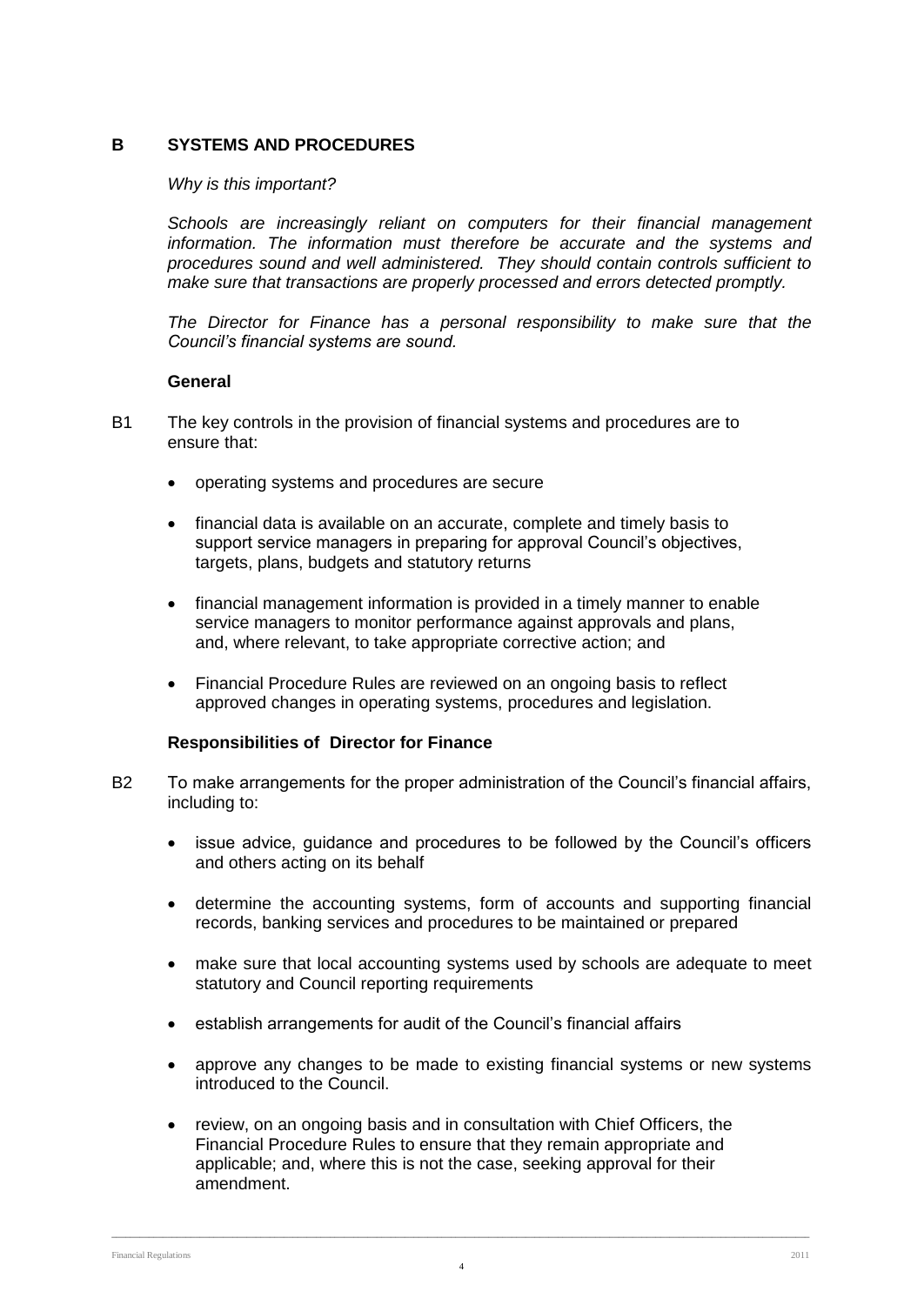## B SYSTEMS AND PROCEDURES

*Why is this important?*

*Schools are increasingly reliant on computers for their financial management information. The information must therefore be accurate and the systems and procedures sound and well administered. They should contain controls sufficient to make sure that transactions are properly processed and errors detected promptly.*

*The Director for Finance has a personal responsibility to make sure that the Council's financial systems are sound.*

### General

B1 The key controls in the provision of financial systems and procedures are to ensure that:

- operating systems and procedures are secure
- financial data is available on an accurate, complete and timely basis to support service managers in preparing for approval Council's objectives, targets, plans, budgets and statutory returns
- financial management information is provided in a timely manner to enable service managers to monitor performance against approvals and plans, and, where relevant, to take appropriate corrective action; and
- Financial Procedure Rules are reviewed on an ongoing basis to reflect approved changes in operating systems, procedures and legislation.

### Responsibilities of Director for Finance

B2 To make arrangements for the proper administration of the Council's financial affairs, including to:

- issue advice, guidance and procedures to be followed by the Council's officers and others acting on its behalf
- determine the accounting systems, form of accounts and supporting financial records, banking services and procedures to be maintained or prepared
- make sure that local accounting systems used by schools are adequate to meet statutory and Council reporting requirements
- establish arrangements for audit of the Council's financial affairs
- approve any changes to be made to existing financial systems or new systems introduced to the Council.
- review, on an ongoing basis and in consultation with Chief Officers, the Financial Procedure Rules to ensure that they remain appropriate and applicable; and, where this is not the case, seeking approval for their amendment.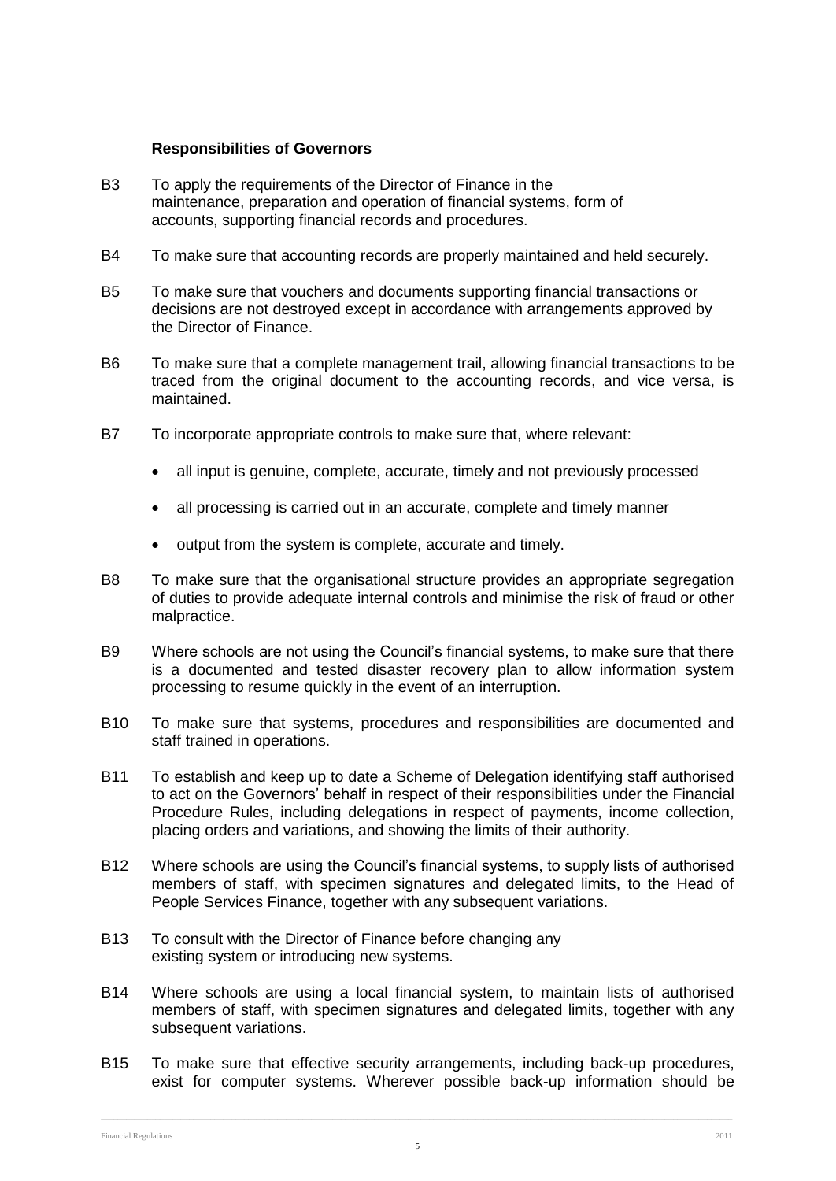**Responsibilities of Governors**

B3 To apply the requirements of the Director of Finance in the maintenance, preparation and operation of financial systems, form of accounts, supporting financial records and procedures.

B4 To make sure that accounting records are properly maintained and held securely.

B5 To make sure that vouchers and documents supporting financial transactions or decisions are not destroyed except in accordance with arrangements approved by the Director of Finance.

B6 To make sure that a complete management trail, allowing financial transactions to be traced from the original document to the accounting records, and vice versa, is maintained.

B7 To incorporate appropriate controls to make sure that, where relevant:

- all input is genuine, complete, accurate, timely and not previously processed
- all processing is carried out in an accurate, complete and timely manner
- output from the system is complete, accurate and timely.

B8 To make sure that the organisational structure provides an appropriate segregation of duties to provide adequate internal controls and minimise the risk of fraud or other malpractice.

B9 Where schools are not using the Council's financial systems, to make sure that there is a documented and tested disaster recovery plan to allow information system processing to resume quickly in the event of an interruption.

B10 To make sure that systems, procedures and responsibilities are documented and staff trained in operations.

B11 To establish and keep up to date a Scheme of Delegation identifying staff authorised to act on the Governors' behalf in respect of their responsibilities under the Financial Procedure Rules, including delegations in respect of payments, income collection, placing orders and variations, and showing the limits of their authority.

B12 Where schools are using the Council's financial systems, to supply lists of authorised members of staff, with specimen signatures and delegated limits, to the Head of People Services Finance, together with any subsequent variations.

B13 To consult with the Director of Finance before changing any existing system or introducing new systems.

B14 Where schools are using a local financial system, to maintain lists of authorised members of staff, with specimen signatures and delegated limits, together with any subsequent variations.

B15 To make sure that effective security arrangements, including back-up procedures, exist for computer systems. Wherever possible back-up information should be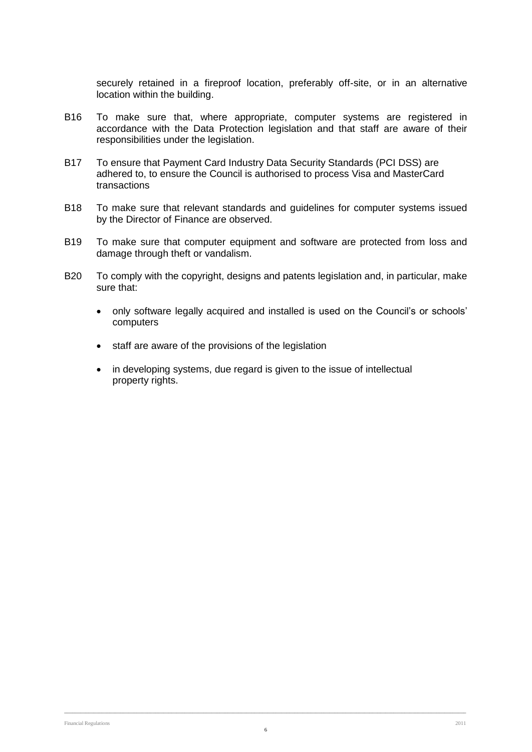securely retained in a fireproof location, preferably off-site, or in an alternative location within the building.

B16 To make sure that, where appropriate, computer systems are registered in accordance with the Data Protection legislation and that staff are aware of their responsibilities under the legislation.

B17 To ensure that Payment Card Industry Data Security Standards (PCI DSS) are adhered to, to ensure the Council is authorised to process Visa and MasterCard transactions

B18 To make sure that relevant standards and guidelines for computer systems issued by the Director of Finance are observed.

B19 To make sure that computer equipment and software are protected from loss and damage through theft or vandalism.

B20 To comply with the copyright, designs and patents legislation and, in particular, make sure that:

- only software legally acquired and installed is used on the Council's or schools' computers
- staff are aware of the provisions of the legislation
- in developing systems, due regard is given to the issue of intellectual property rights.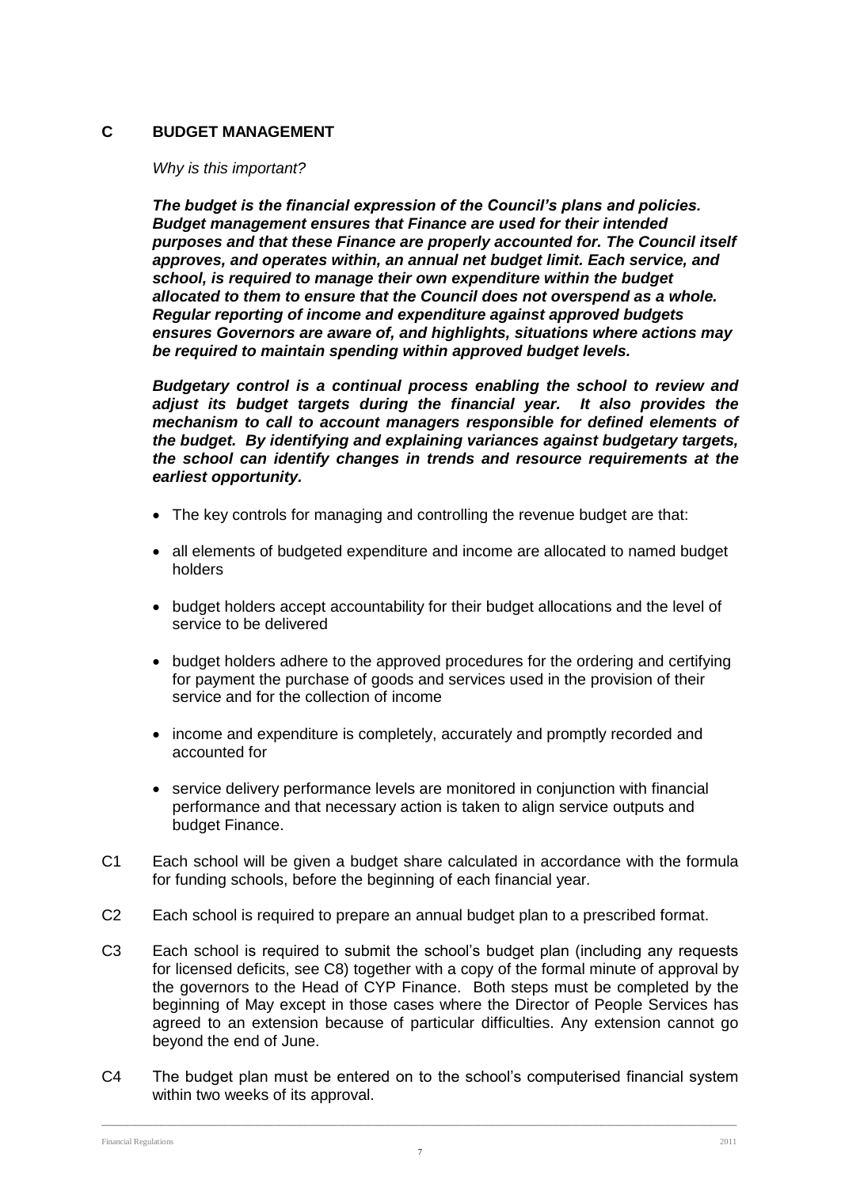## C BUDGET MANAGEMENT

*Why is this important?*

***The budget is the financial expression of the Council's plans and policies. Budget management ensures that Finance are used for their intended purposes and that these Finance are properly accounted for. The Council itself approves, and operates within, an annual net budget limit. Each service, and school, is required to manage their own expenditure within the budget allocated to them to ensure that the Council does not overspend as a whole. Regular reporting of income and expenditure against approved budgets ensures Governors are aware of, and highlights, situations where actions may be required to maintain spending within approved budget levels.***

***Budgetary control is a continual process enabling the school to review and adjust its budget targets during the financial year. It also provides the mechanism to call to account managers responsible for defined elements of the budget. By identifying and explaining variances against budgetary targets, the school can identify changes in trends and resource requirements at the earliest opportunity.***

- The key controls for managing and controlling the revenue budget are that:
- all elements of budgeted expenditure and income are allocated to named budget holders
- budget holders accept accountability for their budget allocations and the level of service to be delivered
- budget holders adhere to the approved procedures for the ordering and certifying for payment the purchase of goods and services used in the provision of their service and for the collection of income
- income and expenditure is completely, accurately and promptly recorded and accounted for
- service delivery performance levels are monitored in conjunction with financial performance and that necessary action is taken to align service outputs and budget Finance.

C1 Each school will be given a budget share calculated in accordance with the formula for funding schools, before the beginning of each financial year.

C2 Each school is required to prepare an annual budget plan to a prescribed format.

C3 Each school is required to submit the school's budget plan (including any requests for licensed deficits, see C8) together with a copy of the formal minute of approval by the governors to the Head of CYP Finance. Both steps must be completed by the beginning of May except in those cases where the Director of People Services has agreed to an extension because of particular difficulties. Any extension cannot go beyond the end of June.

C4 The budget plan must be entered on to the school's computerised financial system within two weeks of its approval.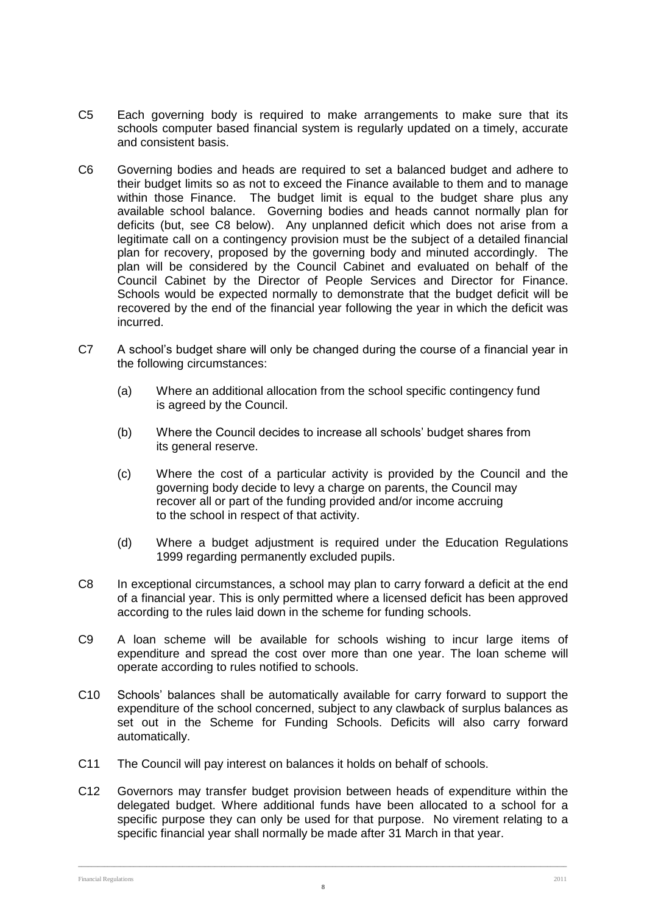C5 Each governing body is required to make arrangements to make sure that its schools computer based financial system is regularly updated on a timely, accurate and consistent basis.

C6 Governing bodies and heads are required to set a balanced budget and adhere to their budget limits so as not to exceed the Finance available to them and to manage within those Finance. The budget limit is equal to the budget share plus any available school balance. Governing bodies and heads cannot normally plan for deficits (but, see C8 below). Any unplanned deficit which does not arise from a legitimate call on a contingency provision must be the subject of a detailed financial plan for recovery, proposed by the governing body and minuted accordingly. The plan will be considered by the Council Cabinet and evaluated on behalf of the Council Cabinet by the Director of People Services and Director for Finance. Schools would be expected normally to demonstrate that the budget deficit will be recovered by the end of the financial year following the year in which the deficit was incurred.

C7 A school's budget share will only be changed during the course of a financial year in the following circumstances:

(a) Where an additional allocation from the school specific contingency fund is agreed by the Council.

(b) Where the Council decides to increase all schools' budget shares from its general reserve.

(c) Where the cost of a particular activity is provided by the Council and the governing body decide to levy a charge on parents, the Council may recover all or part of the funding provided and/or income accruing to the school in respect of that activity.

(d) Where a budget adjustment is required under the Education Regulations 1999 regarding permanently excluded pupils.

C8 In exceptional circumstances, a school may plan to carry forward a deficit at the end of a financial year. This is only permitted where a licensed deficit has been approved according to the rules laid down in the scheme for funding schools.

C9 A loan scheme will be available for schools wishing to incur large items of expenditure and spread the cost over more than one year. The loan scheme will operate according to rules notified to schools.

C10 Schools' balances shall be automatically available for carry forward to support the expenditure of the school concerned, subject to any clawback of surplus balances as set out in the Scheme for Funding Schools. Deficits will also carry forward automatically.

C11 The Council will pay interest on balances it holds on behalf of schools.

C12 Governors may transfer budget provision between heads of expenditure within the delegated budget. Where additional funds have been allocated to a school for a specific purpose they can only be used for that purpose. No virement relating to a specific financial year shall normally be made after 31 March in that year.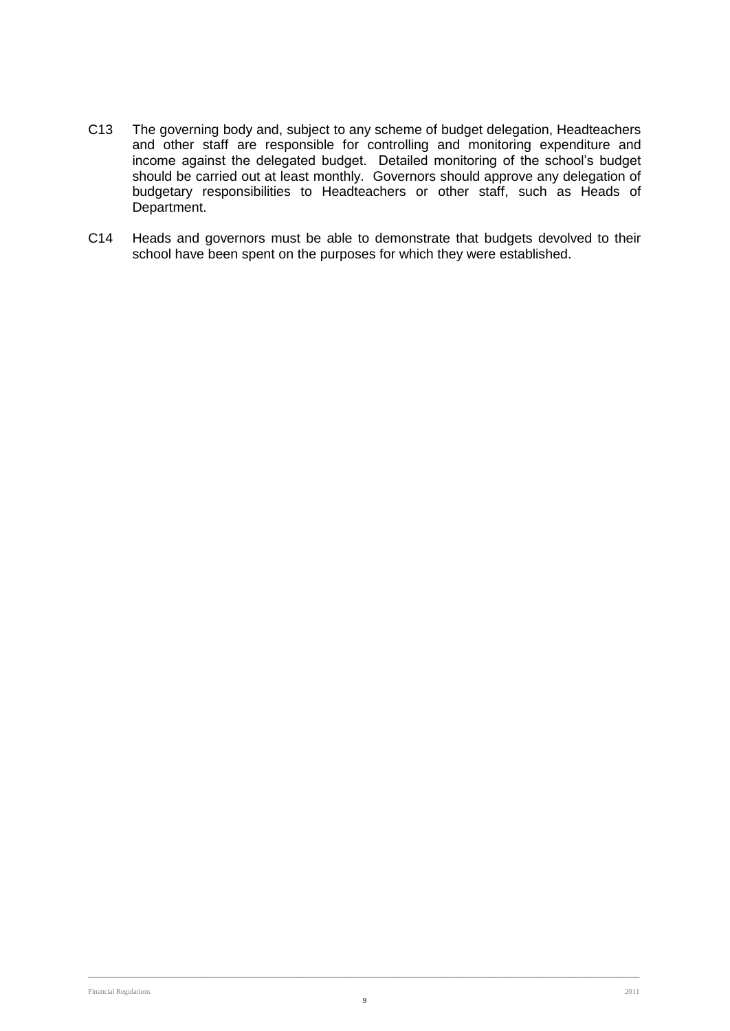C13 The governing body and, subject to any scheme of budget delegation, Headteachers and other staff are responsible for controlling and monitoring expenditure and income against the delegated budget. Detailed monitoring of the school's budget should be carried out at least monthly. Governors should approve any delegation of budgetary responsibilities to Headteachers or other staff, such as Heads of Department.

C14 Heads and governors must be able to demonstrate that budgets devolved to their school have been spent on the purposes for which they were established.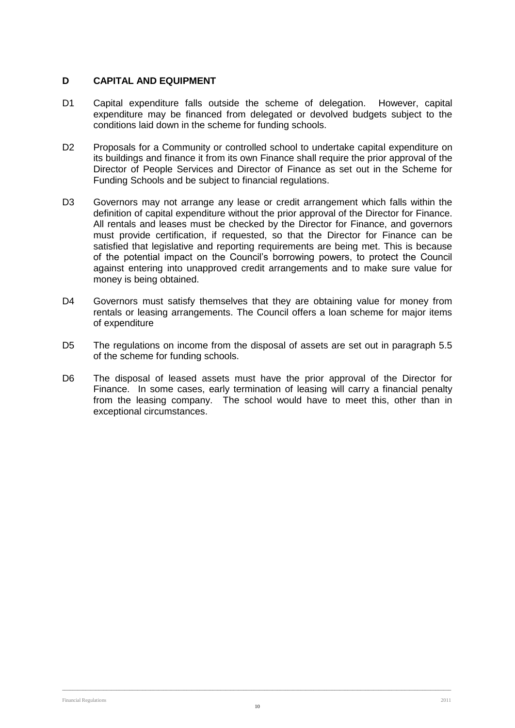## D CAPITAL AND EQUIPMENT

D1 Capital expenditure falls outside the scheme of delegation. However, capital expenditure may be financed from delegated or devolved budgets subject to the conditions laid down in the scheme for funding schools.

D2 Proposals for a Community or controlled school to undertake capital expenditure on its buildings and finance it from its own Finance shall require the prior approval of the Director of People Services and Director of Finance as set out in the Scheme for Funding Schools and be subject to financial regulations.

D3 Governors may not arrange any lease or credit arrangement which falls within the definition of capital expenditure without the prior approval of the Director for Finance. All rentals and leases must be checked by the Director for Finance, and governors must provide certification, if requested, so that the Director for Finance can be satisfied that legislative and reporting requirements are being met. This is because of the potential impact on the Council's borrowing powers, to protect the Council against entering into unapproved credit arrangements and to make sure value for money is being obtained.

D4 Governors must satisfy themselves that they are obtaining value for money from rentals or leasing arrangements. The Council offers a loan scheme for major items of expenditure

D5 The regulations on income from the disposal of assets are set out in paragraph 5.5 of the scheme for funding schools.

D6 The disposal of leased assets must have the prior approval of the Director for Finance. In some cases, early termination of leasing will carry a financial penalty from the leasing company. The school would have to meet this, other than in exceptional circumstances.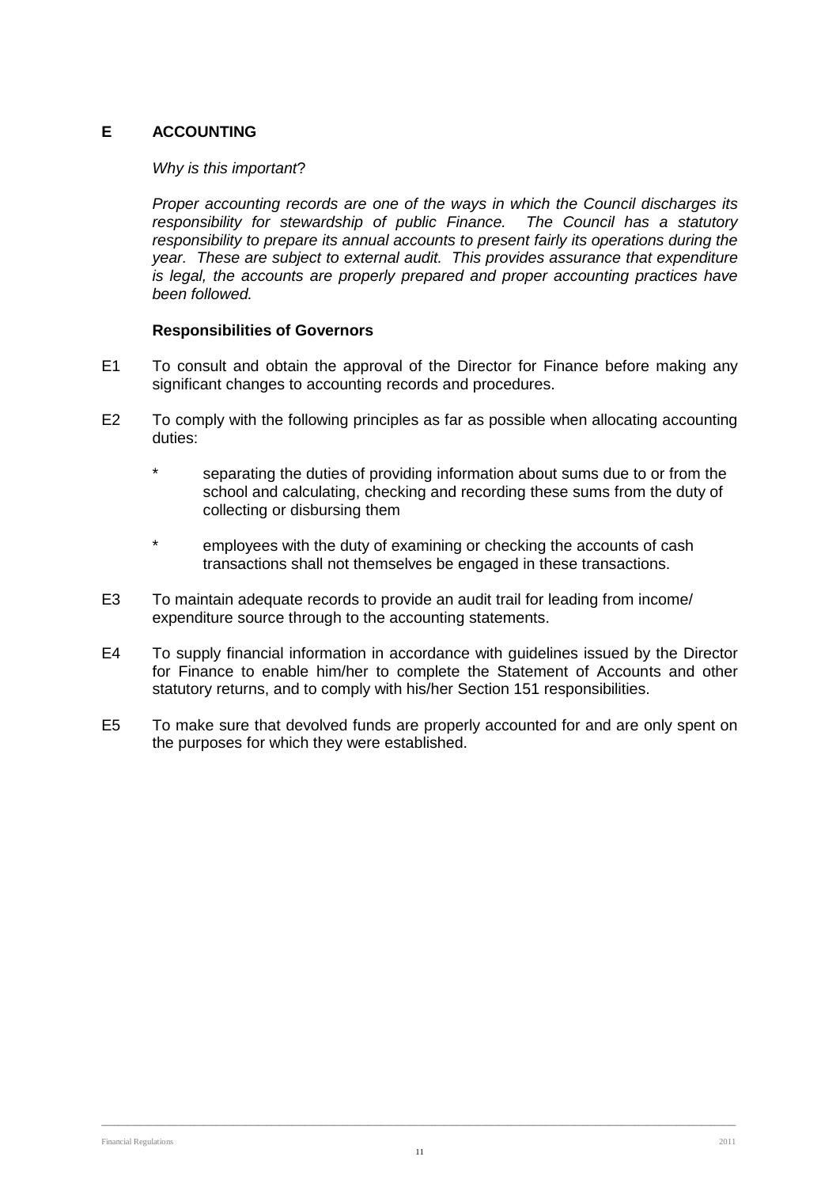## E ACCOUNTING

*Why is this important*?

*Proper accounting records are one of the ways in which the Council discharges its responsibility for stewardship of public Finance. The Council has a statutory responsibility to prepare its annual accounts to present fairly its operations during the year. These are subject to external audit. This provides assurance that expenditure is legal, the accounts are properly prepared and proper accounting practices have been followed.*

**Responsibilities of Governors**

E1 To consult and obtain the approval of the Director for Finance before making any significant changes to accounting records and procedures.

E2 To comply with the following principles as far as possible when allocating accounting duties:

- separating the duties of providing information about sums due to or from the school and calculating, checking and recording these sums from the duty of collecting or disbursing them
- employees with the duty of examining or checking the accounts of cash transactions shall not themselves be engaged in these transactions.

E3 To maintain adequate records to provide an audit trail for leading from income/ expenditure source through to the accounting statements.

E4 To supply financial information in accordance with guidelines issued by the Director for Finance to enable him/her to complete the Statement of Accounts and other statutory returns, and to comply with his/her Section 151 responsibilities.

E5 To make sure that devolved funds are properly accounted for and are only spent on the purposes for which they were established.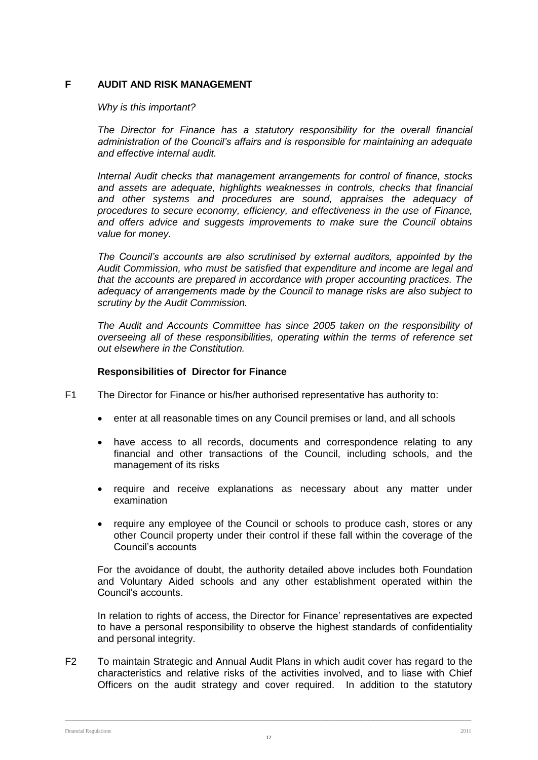## F AUDIT AND RISK MANAGEMENT

*Why is this important?*

*The Director for Finance has a statutory responsibility for the overall financial administration of the Council's affairs and is responsible for maintaining an adequate and effective internal audit.*

*Internal Audit checks that management arrangements for control of finance, stocks and assets are adequate, highlights weaknesses in controls, checks that financial and other systems and procedures are sound, appraises the adequacy of procedures to secure economy, efficiency, and effectiveness in the use of Finance, and offers advice and suggests improvements to make sure the Council obtains value for money.*

*The Council's accounts are also scrutinised by external auditors, appointed by the Audit Commission, who must be satisfied that expenditure and income are legal and that the accounts are prepared in accordance with proper accounting practices. The adequacy of arrangements made by the Council to manage risks are also subject to scrutiny by the Audit Commission.*

*The Audit and Accounts Committee has since 2005 taken on the responsibility of overseeing all of these responsibilities, operating within the terms of reference set out elsewhere in the Constitution.*

### Responsibilities of Director for Finance

F1 The Director for Finance or his/her authorised representative has authority to:

- enter at all reasonable times on any Council premises or land, and all schools
- have access to all records, documents and correspondence relating to any financial and other transactions of the Council, including schools, and the management of its risks
- require and receive explanations as necessary about any matter under examination
- require any employee of the Council or schools to produce cash, stores or any other Council property under their control if these fall within the coverage of the Council's accounts

For the avoidance of doubt, the authority detailed above includes both Foundation and Voluntary Aided schools and any other establishment operated within the Council's accounts.

In relation to rights of access, the Director for Finance' representatives are expected to have a personal responsibility to observe the highest standards of confidentiality and personal integrity.

F2 To maintain Strategic and Annual Audit Plans in which audit cover has regard to the characteristics and relative risks of the activities involved, and to liase with Chief Officers on the audit strategy and cover required. In addition to the statutory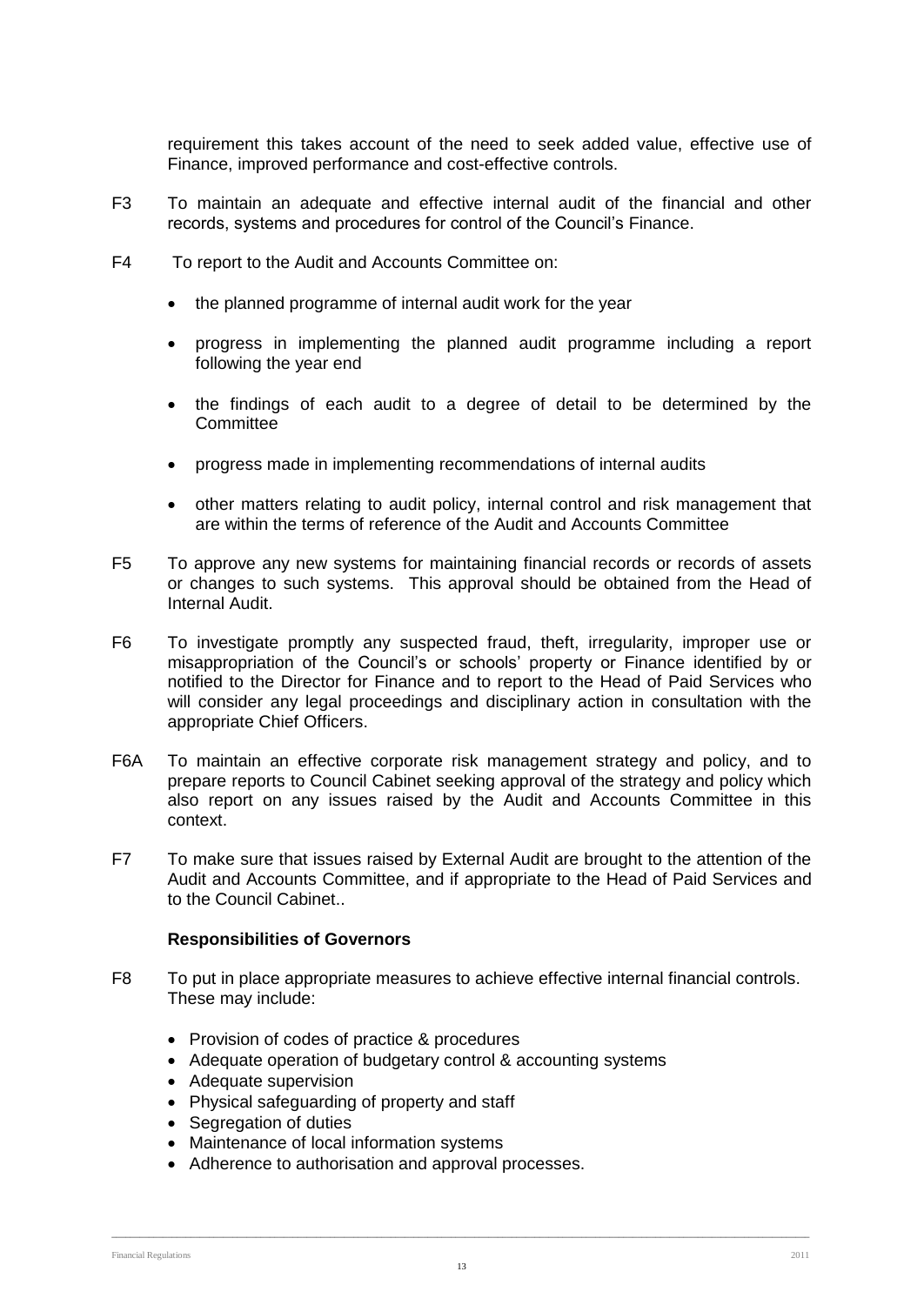requirement this takes account of the need to seek added value, effective use of Finance, improved performance and cost-effective controls.

F3 To maintain an adequate and effective internal audit of the financial and other records, systems and procedures for control of the Council's Finance.

F4 To report to the Audit and Accounts Committee on:

- the planned programme of internal audit work for the year
- progress in implementing the planned audit programme including a report following the year end
- the findings of each audit to a degree of detail to be determined by the Committee
- progress made in implementing recommendations of internal audits
- other matters relating to audit policy, internal control and risk management that are within the terms of reference of the Audit and Accounts Committee

F5 To approve any new systems for maintaining financial records or records of assets or changes to such systems. This approval should be obtained from the Head of Internal Audit.

F6 To investigate promptly any suspected fraud, theft, irregularity, improper use or misappropriation of the Council's or schools' property or Finance identified by or notified to the Director for Finance and to report to the Head of Paid Services who will consider any legal proceedings and disciplinary action in consultation with the appropriate Chief Officers.

F6A To maintain an effective corporate risk management strategy and policy, and to prepare reports to Council Cabinet seeking approval of the strategy and policy which also report on any issues raised by the Audit and Accounts Committee in this context.

F7 To make sure that issues raised by External Audit are brought to the attention of the Audit and Accounts Committee, and if appropriate to the Head of Paid Services and to the Council Cabinet..

**Responsibilities of Governors**

F8 To put in place appropriate measures to achieve effective internal financial controls. These may include:

- Provision of codes of practice & procedures
- Adequate operation of budgetary control & accounting systems
- Adequate supervision
- Physical safeguarding of property and staff
- Segregation of duties
- Maintenance of local information systems
- Adherence to authorisation and approval processes.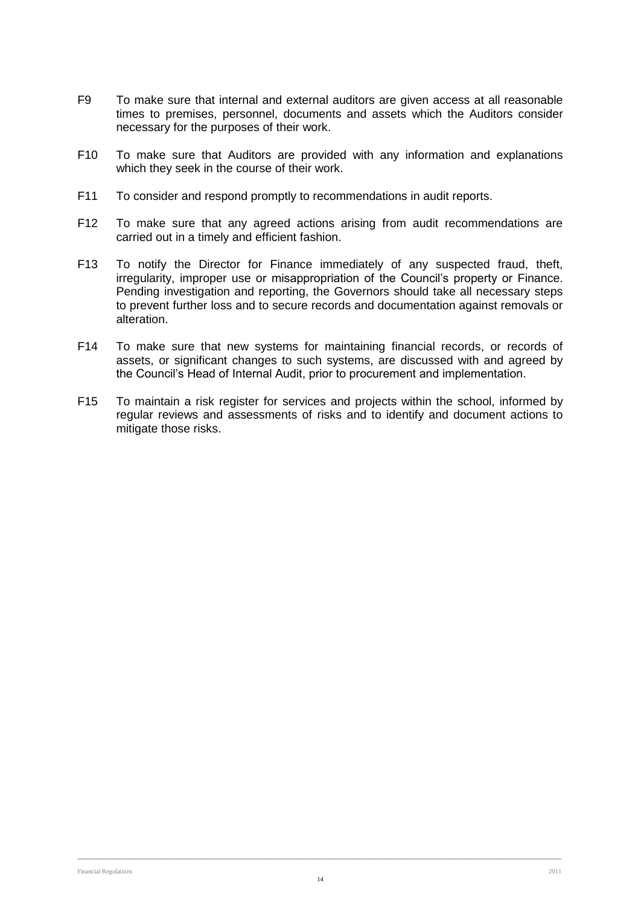F9 To make sure that internal and external auditors are given access at all reasonable times to premises, personnel, documents and assets which the Auditors consider necessary for the purposes of their work.

F10 To make sure that Auditors are provided with any information and explanations which they seek in the course of their work.

F11 To consider and respond promptly to recommendations in audit reports.

F12 To make sure that any agreed actions arising from audit recommendations are carried out in a timely and efficient fashion.

F13 To notify the Director for Finance immediately of any suspected fraud, theft, irregularity, improper use or misappropriation of the Council's property or Finance. Pending investigation and reporting, the Governors should take all necessary steps to prevent further loss and to secure records and documentation against removals or alteration.

F14 To make sure that new systems for maintaining financial records, or records of assets, or significant changes to such systems, are discussed with and agreed by the Council's Head of Internal Audit, prior to procurement and implementation.

F15 To maintain a risk register for services and projects within the school, informed by regular reviews and assessments of risks and to identify and document actions to mitigate those risks.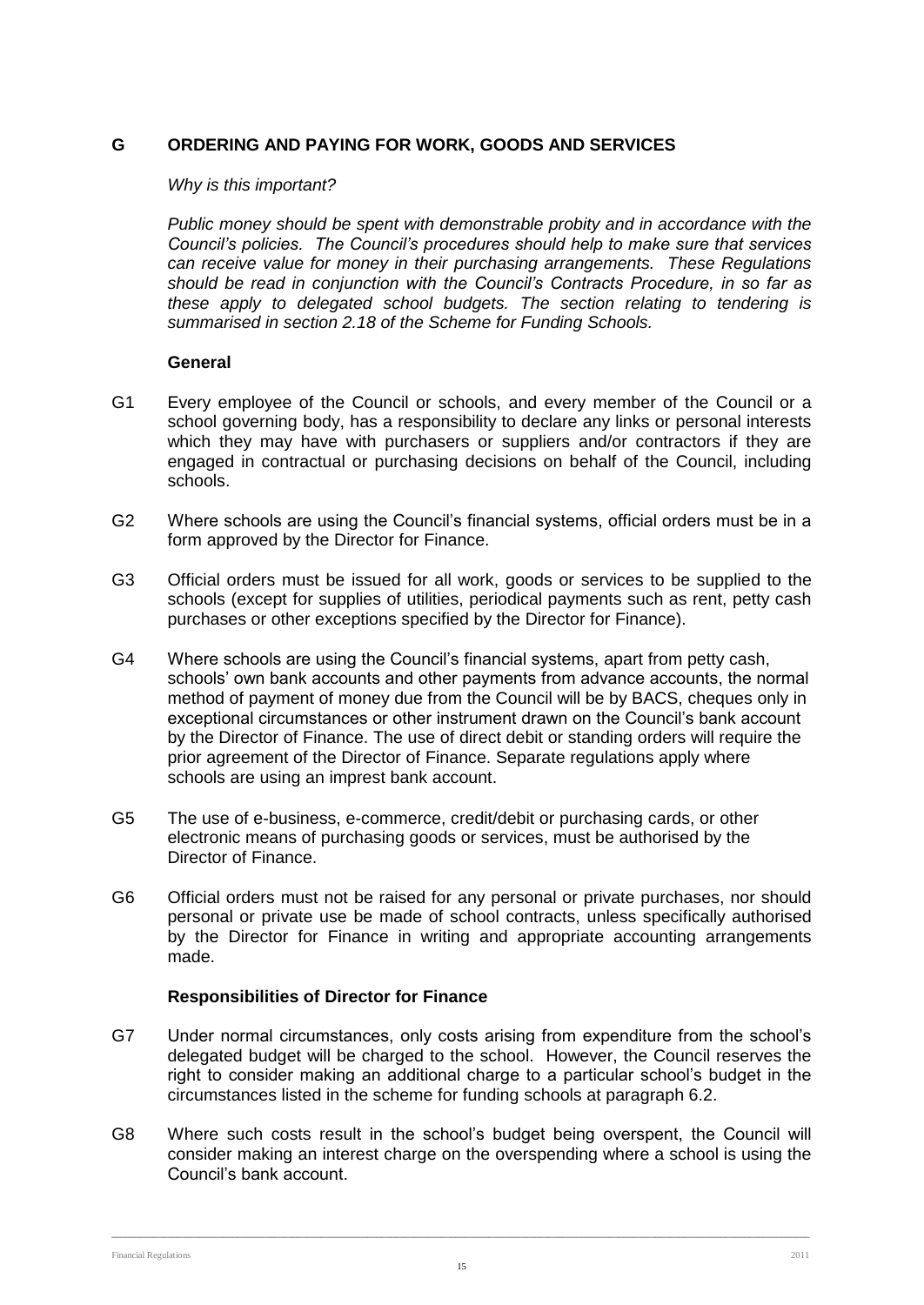## G ORDERING AND PAYING FOR WORK, GOODS AND SERVICES

*Why is this important?*

*Public money should be spent with demonstrable probity and in accordance with the Council's policies. The Council's procedures should help to make sure that services can receive value for money in their purchasing arrangements. These Regulations should be read in conjunction with the Council's Contracts Procedure, in so far as these apply to delegated school budgets. The section relating to tendering is summarised in section 2.18 of the Scheme for Funding Schools.*

### General

G1 Every employee of the Council or schools, and every member of the Council or a school governing body, has a responsibility to declare any links or personal interests which they may have with purchasers or suppliers and/or contractors if they are engaged in contractual or purchasing decisions on behalf of the Council, including schools.

G2 Where schools are using the Council's financial systems, official orders must be in a form approved by the Director for Finance.

G3 Official orders must be issued for all work, goods or services to be supplied to the schools (except for supplies of utilities, periodical payments such as rent, petty cash purchases or other exceptions specified by the Director for Finance).

G4 Where schools are using the Council's financial systems, apart from petty cash, schools' own bank accounts and other payments from advance accounts, the normal method of payment of money due from the Council will be by BACS, cheques only in exceptional circumstances or other instrument drawn on the Council's bank account by the Director of Finance. The use of direct debit or standing orders will require the prior agreement of the Director of Finance. Separate regulations apply where schools are using an imprest bank account.

G5 The use of e-business, e-commerce, credit/debit or purchasing cards, or other electronic means of purchasing goods or services, must be authorised by the Director of Finance.

G6 Official orders must not be raised for any personal or private purchases, nor should personal or private use be made of school contracts, unless specifically authorised by the Director for Finance in writing and appropriate accounting arrangements made.

### Responsibilities of Director for Finance

G7 Under normal circumstances, only costs arising from expenditure from the school's delegated budget will be charged to the school. However, the Council reserves the right to consider making an additional charge to a particular school's budget in the circumstances listed in the scheme for funding schools at paragraph 6.2.

G8 Where such costs result in the school's budget being overspent, the Council will consider making an interest charge on the overspending where a school is using the Council's bank account.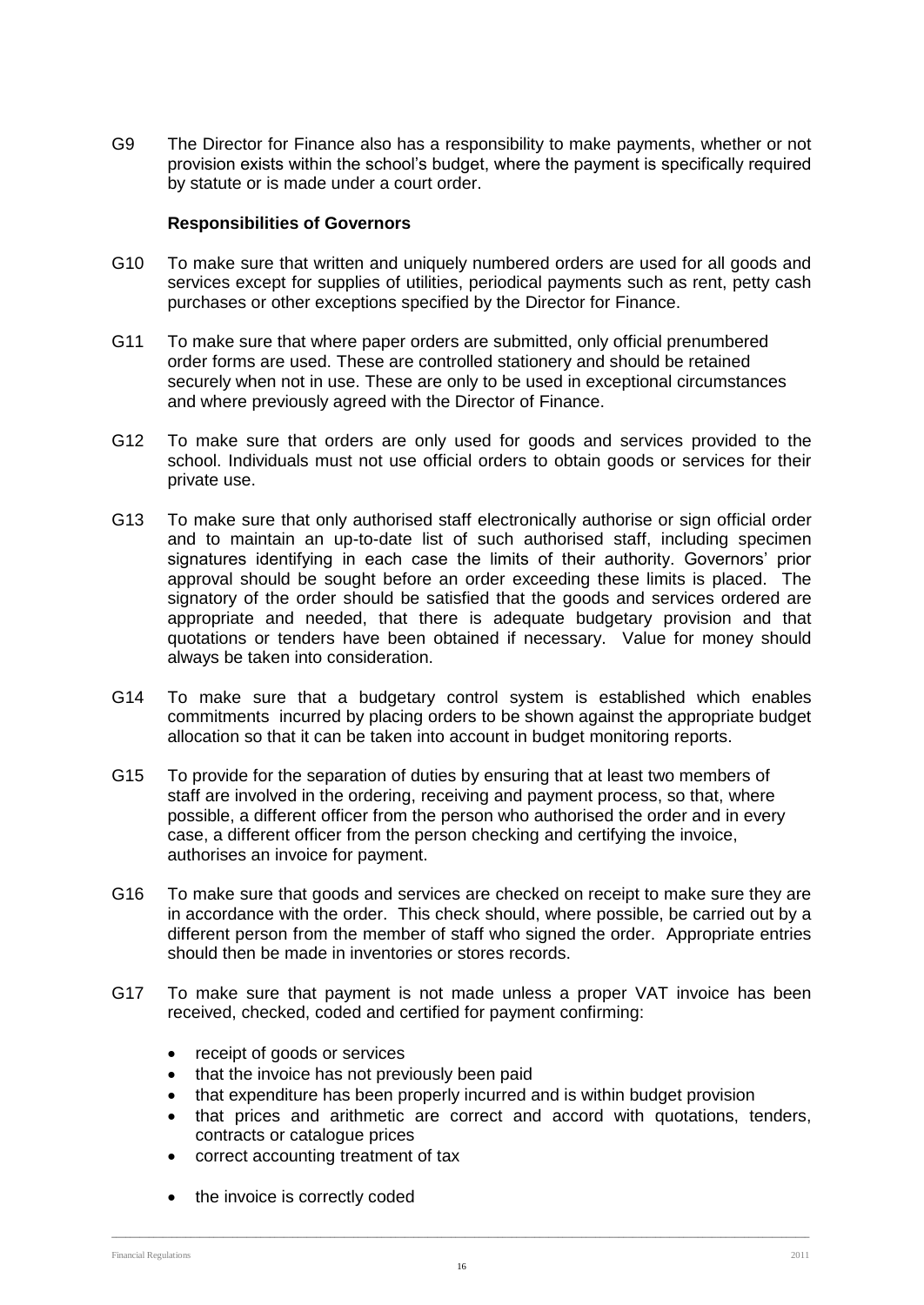G9 The Director for Finance also has a responsibility to make payments, whether or not provision exists within the school's budget, where the payment is specifically required by statute or is made under a court order.

**Responsibilities of Governors**

G10 To make sure that written and uniquely numbered orders are used for all goods and services except for supplies of utilities, periodical payments such as rent, petty cash purchases or other exceptions specified by the Director for Finance.

G11 To make sure that where paper orders are submitted, only official prenumbered order forms are used. These are controlled stationery and should be retained securely when not in use. These are only to be used in exceptional circumstances and where previously agreed with the Director of Finance.

G12 To make sure that orders are only used for goods and services provided to the school. Individuals must not use official orders to obtain goods or services for their private use.

G13 To make sure that only authorised staff electronically authorise or sign official order and to maintain an up-to-date list of such authorised staff, including specimen signatures identifying in each case the limits of their authority. Governors' prior approval should be sought before an order exceeding these limits is placed. The signatory of the order should be satisfied that the goods and services ordered are appropriate and needed, that there is adequate budgetary provision and that quotations or tenders have been obtained if necessary. Value for money should always be taken into consideration.

G14 To make sure that a budgetary control system is established which enables commitments incurred by placing orders to be shown against the appropriate budget allocation so that it can be taken into account in budget monitoring reports.

G15 To provide for the separation of duties by ensuring that at least two members of staff are involved in the ordering, receiving and payment process, so that, where possible, a different officer from the person who authorised the order and in every case, a different officer from the person checking and certifying the invoice, authorises an invoice for payment.

G16 To make sure that goods and services are checked on receipt to make sure they are in accordance with the order. This check should, where possible, be carried out by a different person from the member of staff who signed the order. Appropriate entries should then be made in inventories or stores records.

G17 To make sure that payment is not made unless a proper VAT invoice has been received, checked, coded and certified for payment confirming:

- receipt of goods or services
- that the invoice has not previously been paid
- that expenditure has been properly incurred and is within budget provision
- that prices and arithmetic are correct and accord with quotations, tenders, contracts or catalogue prices
- correct accounting treatment of tax
- the invoice is correctly coded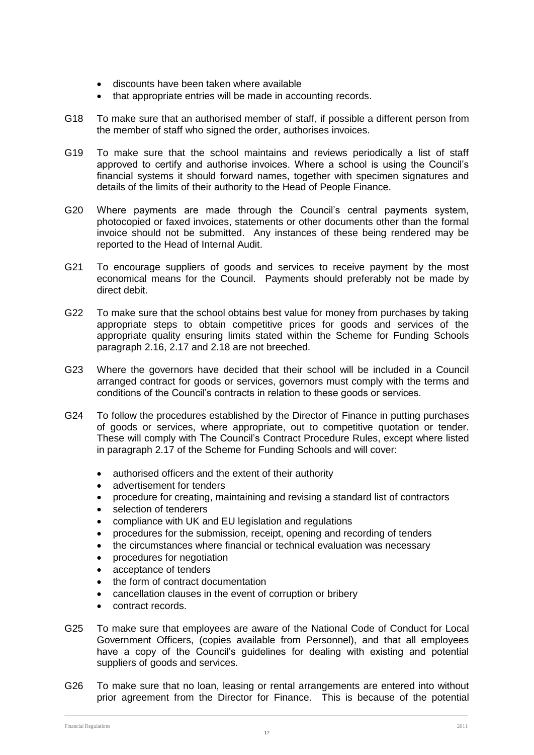- discounts have been taken where available
- that appropriate entries will be made in accounting records.

G18 To make sure that an authorised member of staff, if possible a different person from the member of staff who signed the order, authorises invoices.

G19 To make sure that the school maintains and reviews periodically a list of staff approved to certify and authorise invoices. Where a school is using the Council's financial systems it should forward names, together with specimen signatures and details of the limits of their authority to the Head of People Finance.

G20 Where payments are made through the Council's central payments system, photocopied or faxed invoices, statements or other documents other than the formal invoice should not be submitted. Any instances of these being rendered may be reported to the Head of Internal Audit.

G21 To encourage suppliers of goods and services to receive payment by the most economical means for the Council. Payments should preferably not be made by direct debit.

G22 To make sure that the school obtains best value for money from purchases by taking appropriate steps to obtain competitive prices for goods and services of the appropriate quality ensuring limits stated within the Scheme for Funding Schools paragraph 2.16, 2.17 and 2.18 are not breeched.

G23 Where the governors have decided that their school will be included in a Council arranged contract for goods or services, governors must comply with the terms and conditions of the Council's contracts in relation to these goods or services.

G24 To follow the procedures established by the Director of Finance in putting purchases of goods or services, where appropriate, out to competitive quotation or tender. These will comply with The Council's Contract Procedure Rules, except where listed in paragraph 2.17 of the Scheme for Funding Schools and will cover:

- authorised officers and the extent of their authority
- advertisement for tenders
- procedure for creating, maintaining and revising a standard list of contractors
- selection of tenderers
- compliance with UK and EU legislation and regulations
- procedures for the submission, receipt, opening and recording of tenders
- the circumstances where financial or technical evaluation was necessary
- procedures for negotiation
- acceptance of tenders
- the form of contract documentation
- cancellation clauses in the event of corruption or bribery
- contract records.

G25 To make sure that employees are aware of the National Code of Conduct for Local Government Officers, (copies available from Personnel), and that all employees have a copy of the Council's guidelines for dealing with existing and potential suppliers of goods and services.

G26 To make sure that no loan, leasing or rental arrangements are entered into without prior agreement from the Director for Finance. This is because of the potential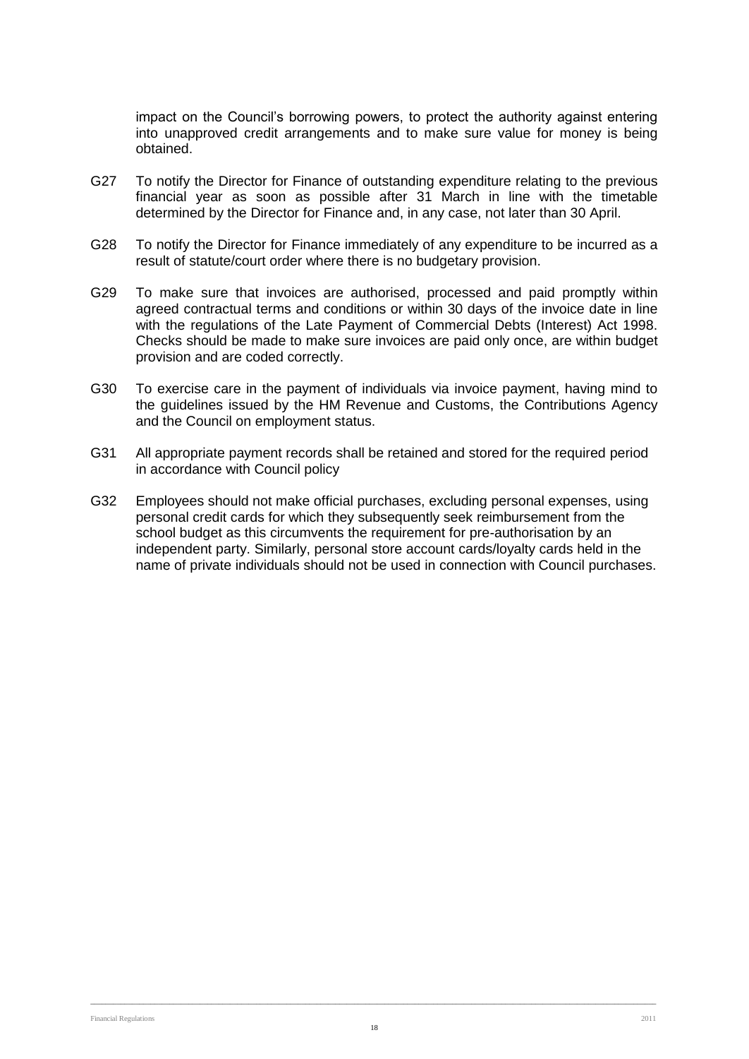impact on the Council's borrowing powers, to protect the authority against entering into unapproved credit arrangements and to make sure value for money is being obtained.

G27 To notify the Director for Finance of outstanding expenditure relating to the previous financial year as soon as possible after 31 March in line with the timetable determined by the Director for Finance and, in any case, not later than 30 April.

G28 To notify the Director for Finance immediately of any expenditure to be incurred as a result of statute/court order where there is no budgetary provision.

G29 To make sure that invoices are authorised, processed and paid promptly within agreed contractual terms and conditions or within 30 days of the invoice date in line with the regulations of the Late Payment of Commercial Debts (Interest) Act 1998. Checks should be made to make sure invoices are paid only once, are within budget provision and are coded correctly.

G30 To exercise care in the payment of individuals via invoice payment, having mind to the guidelines issued by the HM Revenue and Customs, the Contributions Agency and the Council on employment status.

G31 All appropriate payment records shall be retained and stored for the required period in accordance with Council policy

G32 Employees should not make official purchases, excluding personal expenses, using personal credit cards for which they subsequently seek reimbursement from the school budget as this circumvents the requirement for pre-authorisation by an independent party. Similarly, personal store account cards/loyalty cards held in the name of private individuals should not be used in connection with Council purchases.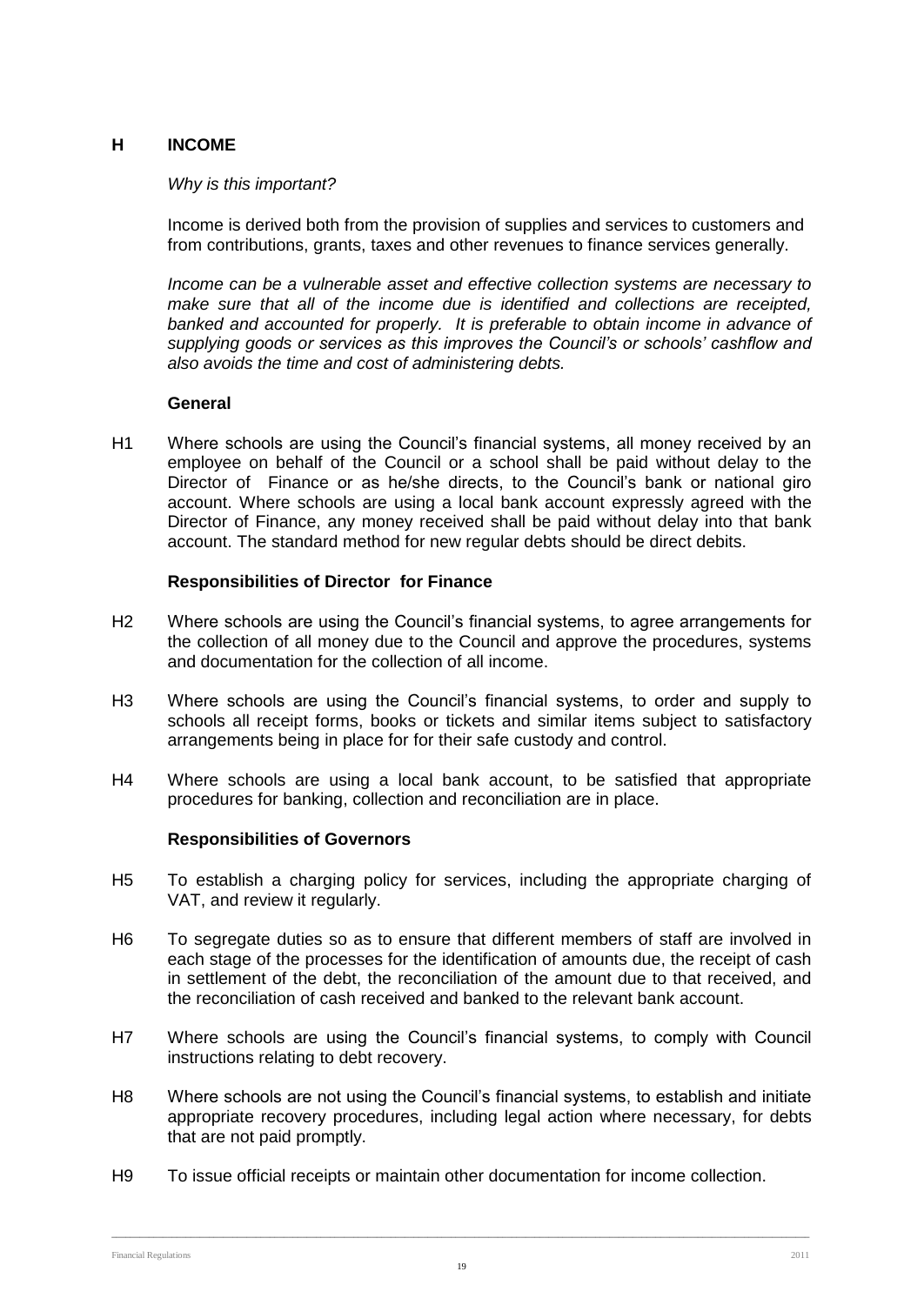## H INCOME

*Why is this important?*

Income is derived both from the provision of supplies and services to customers and from contributions, grants, taxes and other revenues to finance services generally.

*Income can be a vulnerable asset and effective collection systems are necessary to make sure that all of the income due is identified and collections are receipted, banked and accounted for properly. It is preferable to obtain income in advance of supplying goods or services as this improves the Council's or schools' cashflow and also avoids the time and cost of administering debts.*

### General

H1 Where schools are using the Council's financial systems, all money received by an employee on behalf of the Council or a school shall be paid without delay to the Director of Finance or as he/she directs, to the Council's bank or national giro account. Where schools are using a local bank account expressly agreed with the Director of Finance, any money received shall be paid without delay into that bank account. The standard method for new regular debts should be direct debits.

### Responsibilities of Director for Finance

H2 Where schools are using the Council's financial systems, to agree arrangements for the collection of all money due to the Council and approve the procedures, systems and documentation for the collection of all income.

H3 Where schools are using the Council's financial systems, to order and supply to schools all receipt forms, books or tickets and similar items subject to satisfactory arrangements being in place for for their safe custody and control.

H4 Where schools are using a local bank account, to be satisfied that appropriate procedures for banking, collection and reconciliation are in place.

### Responsibilities of Governors

H5 To establish a charging policy for services, including the appropriate charging of VAT, and review it regularly.

H6 To segregate duties so as to ensure that different members of staff are involved in each stage of the processes for the identification of amounts due, the receipt of cash in settlement of the debt, the reconciliation of the amount due to that received, and the reconciliation of cash received and banked to the relevant bank account.

H7 Where schools are using the Council's financial systems, to comply with Council instructions relating to debt recovery.

H8 Where schools are not using the Council's financial systems, to establish and initiate appropriate recovery procedures, including legal action where necessary, for debts that are not paid promptly.

H9 To issue official receipts or maintain other documentation for income collection.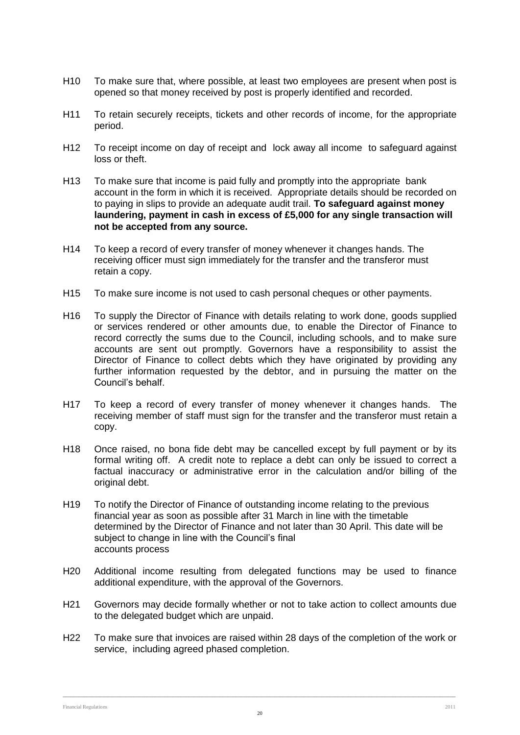H10 To make sure that, where possible, at least two employees are present when post is opened so that money received by post is properly identified and recorded.

H11 To retain securely receipts, tickets and other records of income, for the appropriate period.

H12 To receipt income on day of receipt and lock away all income to safeguard against loss or theft.

H13 To make sure that income is paid fully and promptly into the appropriate bank account in the form in which it is received. Appropriate details should be recorded on to paying in slips to provide an adequate audit trail. **To safeguard against money laundering, payment in cash in excess of £5,000 for any single transaction will not be accepted from any source.**

H14 To keep a record of every transfer of money whenever it changes hands. The receiving officer must sign immediately for the transfer and the transferor must retain a copy.

H15 To make sure income is not used to cash personal cheques or other payments.

H16 To supply the Director of Finance with details relating to work done, goods supplied or services rendered or other amounts due, to enable the Director of Finance to record correctly the sums due to the Council, including schools, and to make sure accounts are sent out promptly. Governors have a responsibility to assist the Director of Finance to collect debts which they have originated by providing any further information requested by the debtor, and in pursuing the matter on the Council's behalf.

H17 To keep a record of every transfer of money whenever it changes hands. The receiving member of staff must sign for the transfer and the transferor must retain a copy.

H18 Once raised, no bona fide debt may be cancelled except by full payment or by its formal writing off. A credit note to replace a debt can only be issued to correct a factual inaccuracy or administrative error in the calculation and/or billing of the original debt.

H19 To notify the Director of Finance of outstanding income relating to the previous financial year as soon as possible after 31 March in line with the timetable determined by the Director of Finance and not later than 30 April. This date will be subject to change in line with the Council's final accounts process

H20 Additional income resulting from delegated functions may be used to finance additional expenditure, with the approval of the Governors.

H21 Governors may decide formally whether or not to take action to collect amounts due to the delegated budget which are unpaid.

H22 To make sure that invoices are raised within 28 days of the completion of the work or service, including agreed phased completion.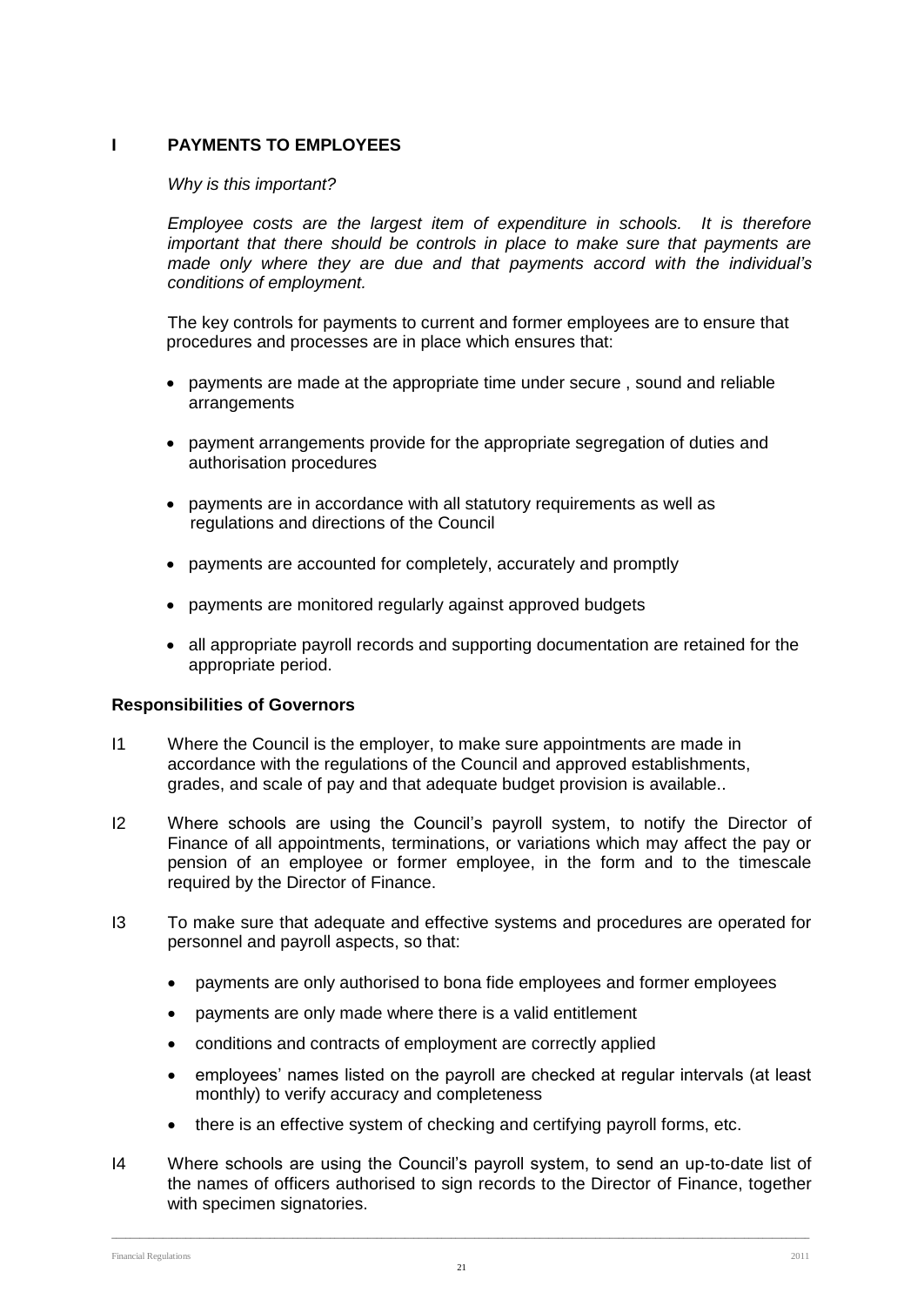## I PAYMENTS TO EMPLOYEES

*Why is this important?*

*Employee costs are the largest item of expenditure in schools. It is therefore important that there should be controls in place to make sure that payments are made only where they are due and that payments accord with the individual's conditions of employment.*

The key controls for payments to current and former employees are to ensure that procedures and processes are in place which ensures that:

- payments are made at the appropriate time under secure , sound and reliable arrangements
- payment arrangements provide for the appropriate segregation of duties and authorisation procedures
- payments are in accordance with all statutory requirements as well as regulations and directions of the Council
- payments are accounted for completely, accurately and promptly
- payments are monitored regularly against approved budgets
- all appropriate payroll records and supporting documentation are retained for the appropriate period.

**Responsibilities of Governors**

I1 Where the Council is the employer, to make sure appointments are made in accordance with the regulations of the Council and approved establishments, grades, and scale of pay and that adequate budget provision is available..

I2 Where schools are using the Council's payroll system, to notify the Director of Finance of all appointments, terminations, or variations which may affect the pay or pension of an employee or former employee, in the form and to the timescale required by the Director of Finance.

I3 To make sure that adequate and effective systems and procedures are operated for personnel and payroll aspects, so that:

- payments are only authorised to bona fide employees and former employees
- payments are only made where there is a valid entitlement
- conditions and contracts of employment are correctly applied
- employees' names listed on the payroll are checked at regular intervals (at least monthly) to verify accuracy and completeness
- there is an effective system of checking and certifying payroll forms, etc.

I4 Where schools are using the Council's payroll system, to send an up-to-date list of the names of officers authorised to sign records to the Director of Finance, together with specimen signatories.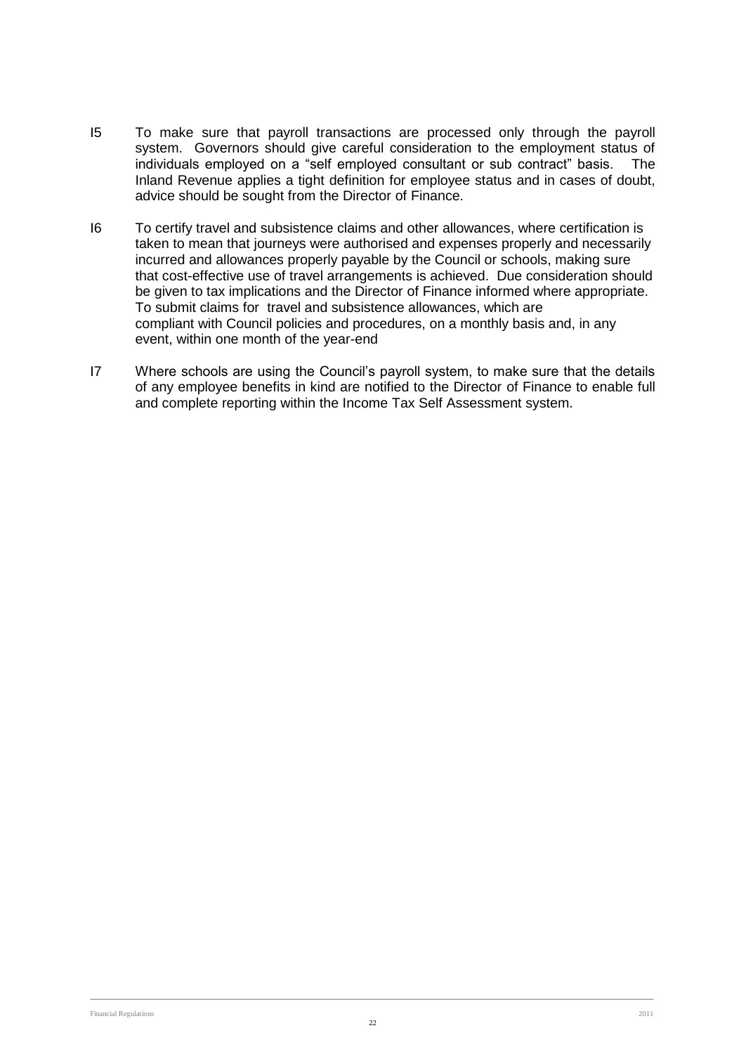I5 To make sure that payroll transactions are processed only through the payroll system. Governors should give careful consideration to the employment status of individuals employed on a "self employed consultant or sub contract" basis. The Inland Revenue applies a tight definition for employee status and in cases of doubt, advice should be sought from the Director of Finance.

I6 To certify travel and subsistence claims and other allowances, where certification is taken to mean that journeys were authorised and expenses properly and necessarily incurred and allowances properly payable by the Council or schools, making sure that cost-effective use of travel arrangements is achieved. Due consideration should be given to tax implications and the Director of Finance informed where appropriate. To submit claims for travel and subsistence allowances, which are compliant with Council policies and procedures, on a monthly basis and, in any event, within one month of the year-end

I7 Where schools are using the Council's payroll system, to make sure that the details of any employee benefits in kind are notified to the Director of Finance to enable full and complete reporting within the Income Tax Self Assessment system.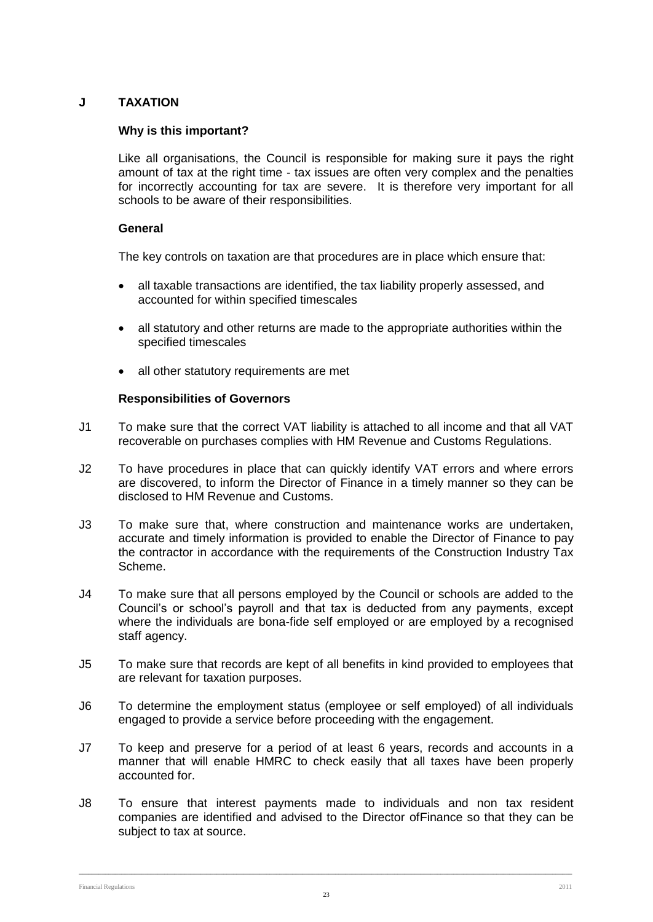## J TAXATION

### Why is this important?

Like all organisations, the Council is responsible for making sure it pays the right amount of tax at the right time - tax issues are often very complex and the penalties for incorrectly accounting for tax are severe. It is therefore very important for all schools to be aware of their responsibilities.

### General

The key controls on taxation are that procedures are in place which ensure that:

- all taxable transactions are identified, the tax liability properly assessed, and accounted for within specified timescales
- all statutory and other returns are made to the appropriate authorities within the specified timescales
- all other statutory requirements are met

### Responsibilities of Governors

J1 To make sure that the correct VAT liability is attached to all income and that all VAT recoverable on purchases complies with HM Revenue and Customs Regulations.

J2 To have procedures in place that can quickly identify VAT errors and where errors are discovered, to inform the Director of Finance in a timely manner so they can be disclosed to HM Revenue and Customs.

J3 To make sure that, where construction and maintenance works are undertaken, accurate and timely information is provided to enable the Director of Finance to pay the contractor in accordance with the requirements of the Construction Industry Tax Scheme.

J4 To make sure that all persons employed by the Council or schools are added to the Council's or school's payroll and that tax is deducted from any payments, except where the individuals are bona-fide self employed or are employed by a recognised staff agency.

J5 To make sure that records are kept of all benefits in kind provided to employees that are relevant for taxation purposes.

J6 To determine the employment status (employee or self employed) of all individuals engaged to provide a service before proceeding with the engagement.

J7 To keep and preserve for a period of at least 6 years, records and accounts in a manner that will enable HMRC to check easily that all taxes have been properly accounted for.

J8 To ensure that interest payments made to individuals and non tax resident companies are identified and advised to the Director ofFinance so that they can be subject to tax at source.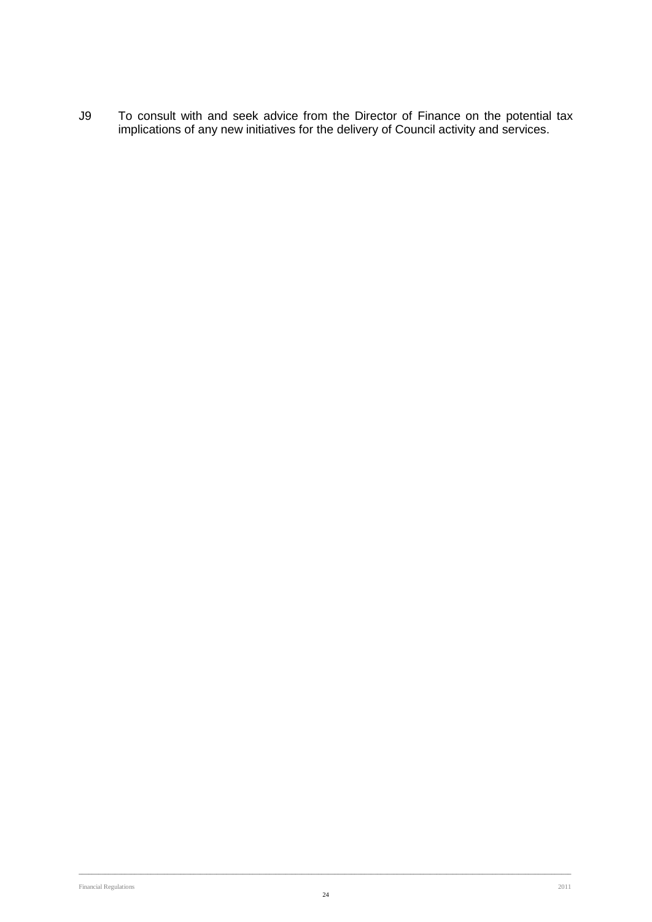J9 To consult with and seek advice from the Director of Finance on the potential tax implications of any new initiatives for the delivery of Council activity and services.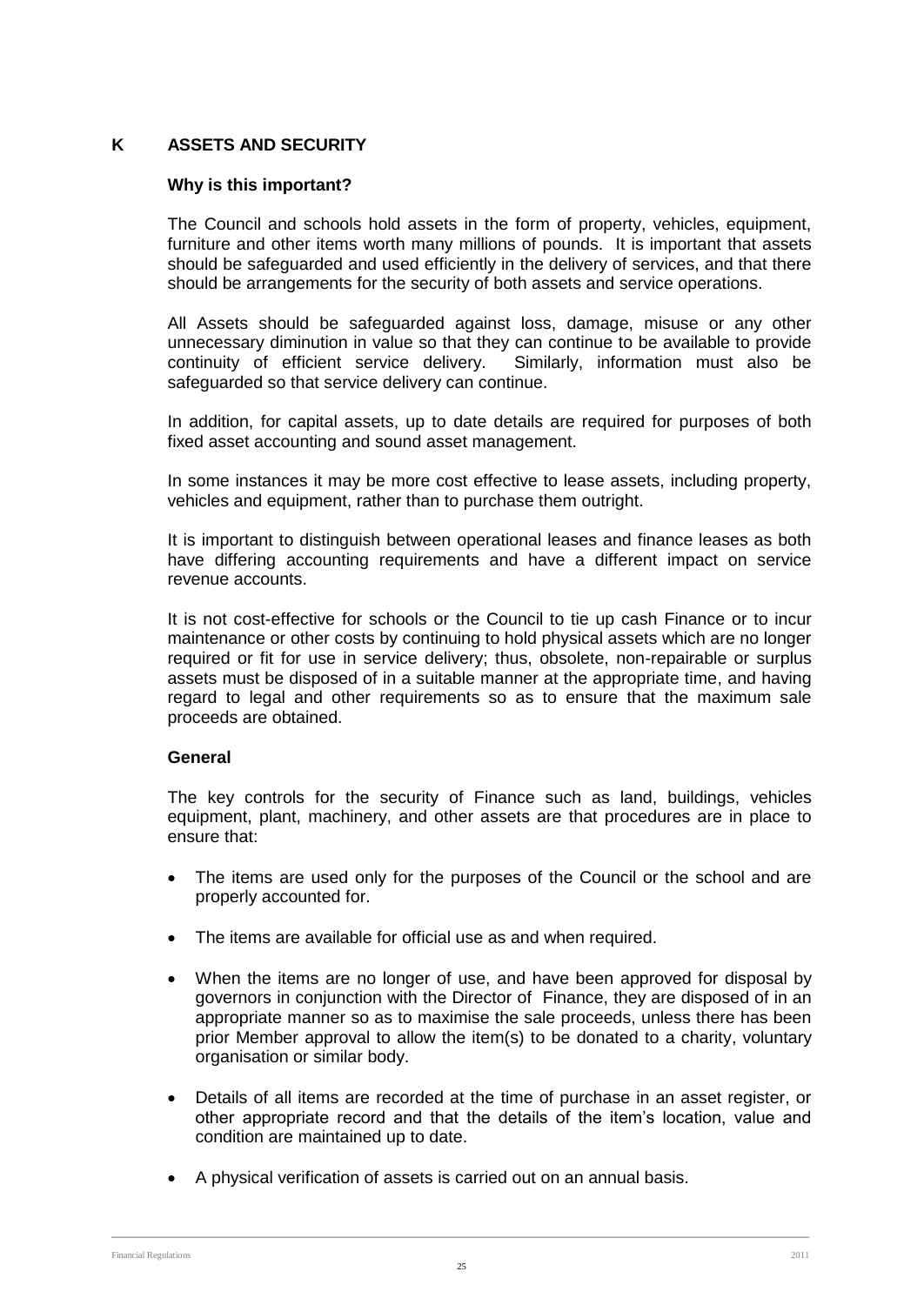## K ASSETS AND SECURITY

### Why is this important?

The Council and schools hold assets in the form of property, vehicles, equipment, furniture and other items worth many millions of pounds. It is important that assets should be safeguarded and used efficiently in the delivery of services, and that there should be arrangements for the security of both assets and service operations.

All Assets should be safeguarded against loss, damage, misuse or any other unnecessary diminution in value so that they can continue to be available to provide continuity of efficient service delivery. Similarly, information must also be safeguarded so that service delivery can continue.

In addition, for capital assets, up to date details are required for purposes of both fixed asset accounting and sound asset management.

In some instances it may be more cost effective to lease assets, including property, vehicles and equipment, rather than to purchase them outright.

It is important to distinguish between operational leases and finance leases as both have differing accounting requirements and have a different impact on service revenue accounts.

It is not cost-effective for schools or the Council to tie up cash Finance or to incur maintenance or other costs by continuing to hold physical assets which are no longer required or fit for use in service delivery; thus, obsolete, non-repairable or surplus assets must be disposed of in a suitable manner at the appropriate time, and having regard to legal and other requirements so as to ensure that the maximum sale proceeds are obtained.

### General

The key controls for the security of Finance such as land, buildings, vehicles equipment, plant, machinery, and other assets are that procedures are in place to ensure that:

- The items are used only for the purposes of the Council or the school and are properly accounted for.
- The items are available for official use as and when required.
- When the items are no longer of use, and have been approved for disposal by governors in conjunction with the Director of Finance, they are disposed of in an appropriate manner so as to maximise the sale proceeds, unless there has been prior Member approval to allow the item(s) to be donated to a charity, voluntary organisation or similar body.
- Details of all items are recorded at the time of purchase in an asset register, or other appropriate record and that the details of the item's location, value and condition are maintained up to date.
- A physical verification of assets is carried out on an annual basis.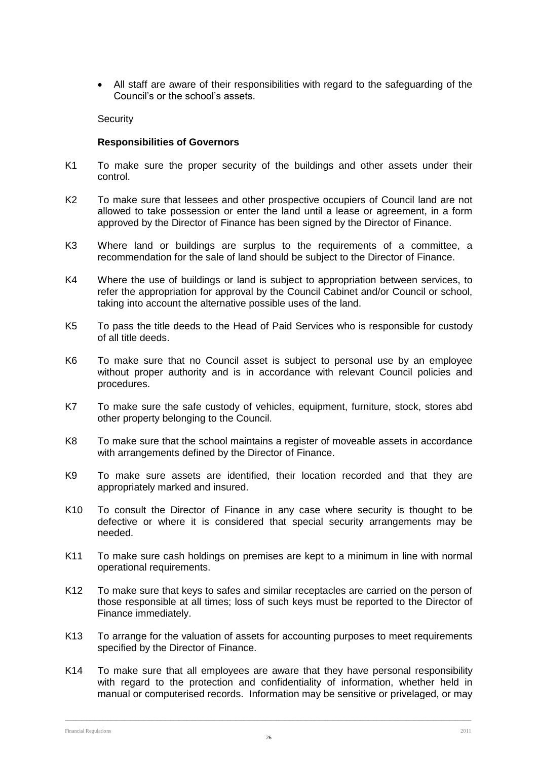- All staff are aware of their responsibilities with regard to the safeguarding of the Council's or the school's assets.

Security

**Responsibilities of Governors**

K1 To make sure the proper security of the buildings and other assets under their control.

K2 To make sure that lessees and other prospective occupiers of Council land are not allowed to take possession or enter the land until a lease or agreement, in a form approved by the Director of Finance has been signed by the Director of Finance.

K3 Where land or buildings are surplus to the requirements of a committee, a recommendation for the sale of land should be subject to the Director of Finance.

K4 Where the use of buildings or land is subject to appropriation between services, to refer the appropriation for approval by the Council Cabinet and/or Council or school, taking into account the alternative possible uses of the land.

K5 To pass the title deeds to the Head of Paid Services who is responsible for custody of all title deeds.

K6 To make sure that no Council asset is subject to personal use by an employee without proper authority and is in accordance with relevant Council policies and procedures.

K7 To make sure the safe custody of vehicles, equipment, furniture, stock, stores abd other property belonging to the Council.

K8 To make sure that the school maintains a register of moveable assets in accordance with arrangements defined by the Director of Finance.

K9 To make sure assets are identified, their location recorded and that they are appropriately marked and insured.

K10 To consult the Director of Finance in any case where security is thought to be defective or where it is considered that special security arrangements may be needed.

K11 To make sure cash holdings on premises are kept to a minimum in line with normal operational requirements.

K12 To make sure that keys to safes and similar receptacles are carried on the person of those responsible at all times; loss of such keys must be reported to the Director of Finance immediately.

K13 To arrange for the valuation of assets for accounting purposes to meet requirements specified by the Director of Finance.

K14 To make sure that all employees are aware that they have personal responsibility with regard to the protection and confidentiality of information, whether held in manual or computerised records. Information may be sensitive or privelaged, or may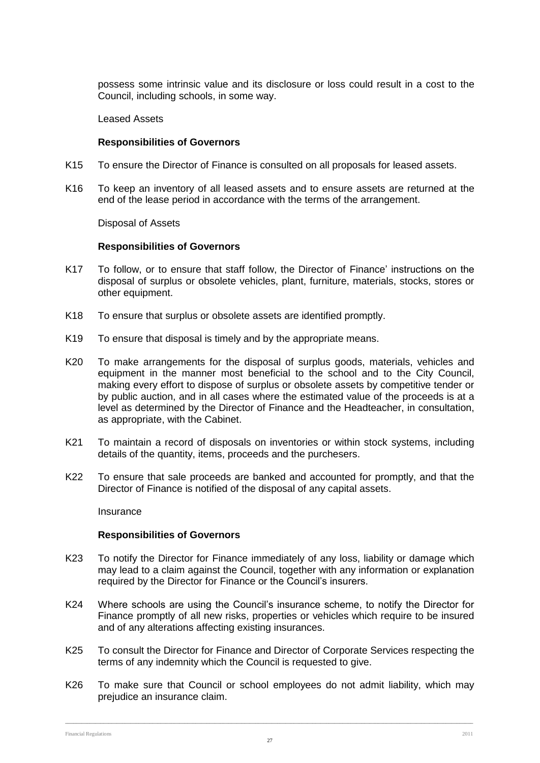possess some intrinsic value and its disclosure or loss could result in a cost to the Council, including schools, in some way.

Leased Assets

**Responsibilities of Governors**

K15 To ensure the Director of Finance is consulted on all proposals for leased assets.

K16 To keep an inventory of all leased assets and to ensure assets are returned at the end of the lease period in accordance with the terms of the arrangement.

Disposal of Assets

**Responsibilities of Governors**

K17 To follow, or to ensure that staff follow, the Director of Finance' instructions on the disposal of surplus or obsolete vehicles, plant, furniture, materials, stocks, stores or other equipment.

K18 To ensure that surplus or obsolete assets are identified promptly.

K19 To ensure that disposal is timely and by the appropriate means.

K20 To make arrangements for the disposal of surplus goods, materials, vehicles and equipment in the manner most beneficial to the school and to the City Council, making every effort to dispose of surplus or obsolete assets by competitive tender or by public auction, and in all cases where the estimated value of the proceeds is at a level as determined by the Director of Finance and the Headteacher, in consultation, as appropriate, with the Cabinet.

K21 To maintain a record of disposals on inventories or within stock systems, including details of the quantity, items, proceeds and the purchesers.

K22 To ensure that sale proceeds are banked and accounted for promptly, and that the Director of Finance is notified of the disposal of any capital assets.

Insurance

**Responsibilities of Governors**

K23 To notify the Director for Finance immediately of any loss, liability or damage which may lead to a claim against the Council, together with any information or explanation required by the Director for Finance or the Council's insurers.

K24 Where schools are using the Council's insurance scheme, to notify the Director for Finance promptly of all new risks, properties or vehicles which require to be insured and of any alterations affecting existing insurances.

K25 To consult the Director for Finance and Director of Corporate Services respecting the terms of any indemnity which the Council is requested to give.

K26 To make sure that Council or school employees do not admit liability, which may prejudice an insurance claim.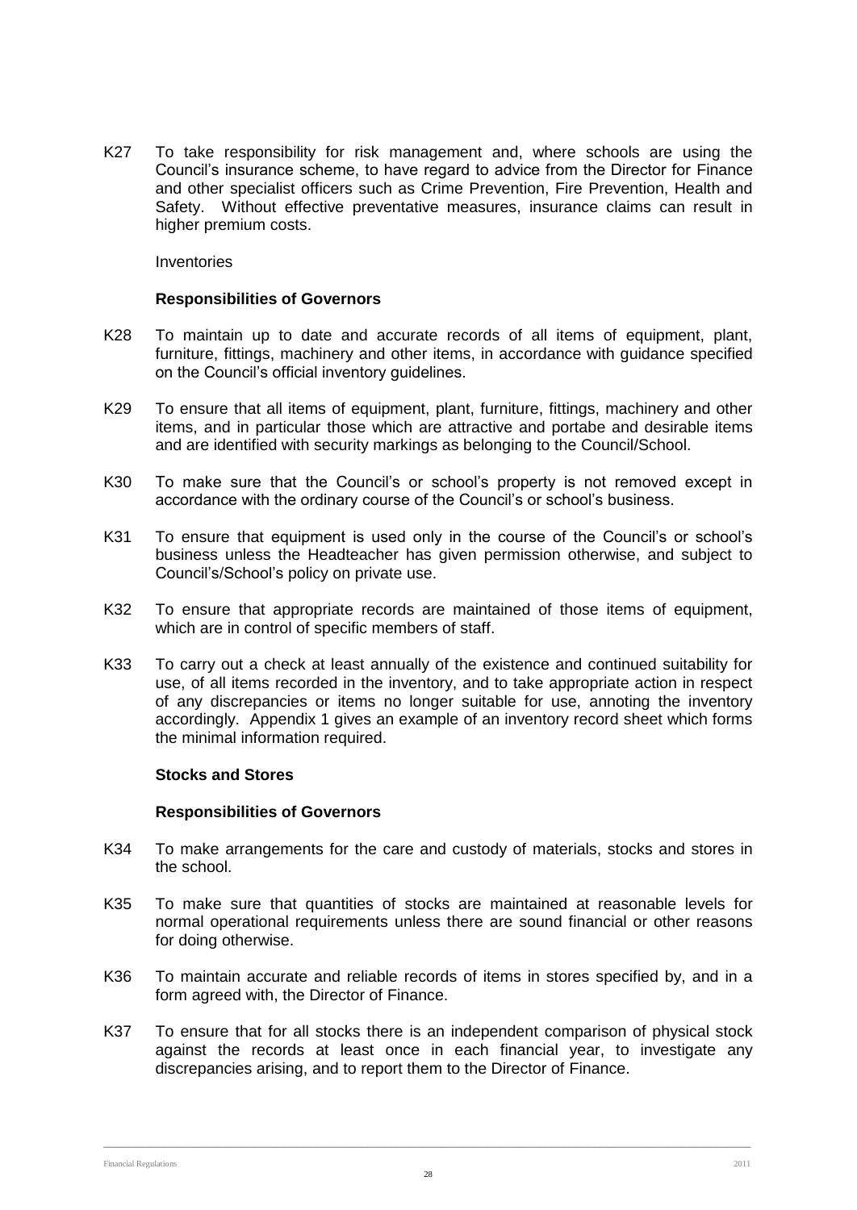K27 To take responsibility for risk management and, where schools are using the Council's insurance scheme, to have regard to advice from the Director for Finance and other specialist officers such as Crime Prevention, Fire Prevention, Health and Safety. Without effective preventative measures, insurance claims can result in higher premium costs.

Inventories

**Responsibilities of Governors**

K28 To maintain up to date and accurate records of all items of equipment, plant, furniture, fittings, machinery and other items, in accordance with guidance specified on the Council's official inventory guidelines.

K29 To ensure that all items of equipment, plant, furniture, fittings, machinery and other items, and in particular those which are attractive and portabe and desirable items and are identified with security markings as belonging to the Council/School.

K30 To make sure that the Council's or school's property is not removed except in accordance with the ordinary course of the Council's or school's business.

K31 To ensure that equipment is used only in the course of the Council's or school's business unless the Headteacher has given permission otherwise, and subject to Council's/School's policy on private use.

K32 To ensure that appropriate records are maintained of those items of equipment, which are in control of specific members of staff.

K33 To carry out a check at least annually of the existence and continued suitability for use, of all items recorded in the inventory, and to take appropriate action in respect of any discrepancies or items no longer suitable for use, annoting the inventory accordingly. Appendix 1 gives an example of an inventory record sheet which forms the minimal information required.

**Stocks and Stores**

**Responsibilities of Governors**

K34 To make arrangements for the care and custody of materials, stocks and stores in the school.

K35 To make sure that quantities of stocks are maintained at reasonable levels for normal operational requirements unless there are sound financial or other reasons for doing otherwise.

K36 To maintain accurate and reliable records of items in stores specified by, and in a form agreed with, the Director of Finance.

K37 To ensure that for all stocks there is an independent comparison of physical stock against the records at least once in each financial year, to investigate any discrepancies arising, and to report them to the Director of Finance.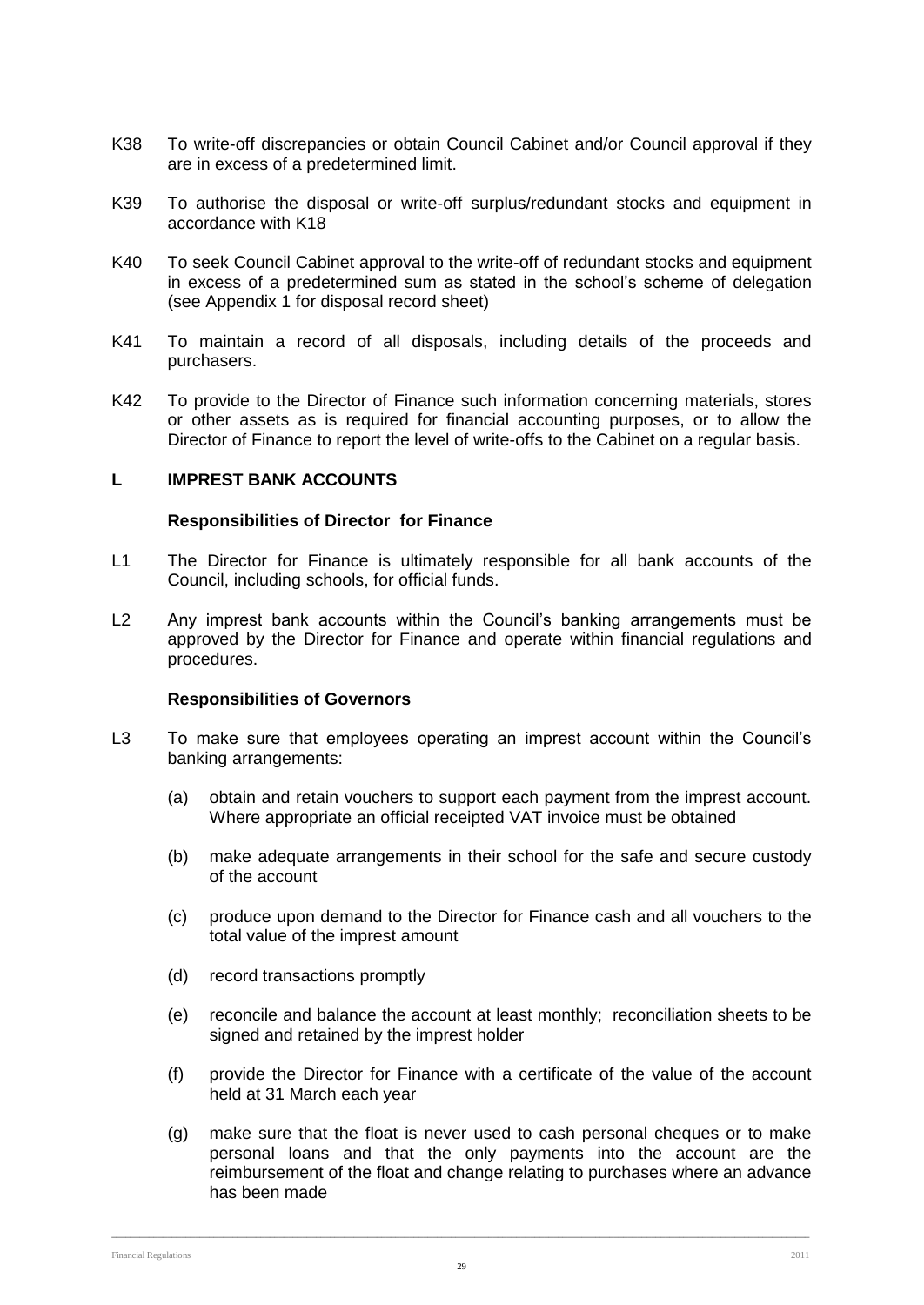K38 To write-off discrepancies or obtain Council Cabinet and/or Council approval if they are in excess of a predetermined limit.

K39 To authorise the disposal or write-off surplus/redundant stocks and equipment in accordance with K18

K40 To seek Council Cabinet approval to the write-off of redundant stocks and equipment in excess of a predetermined sum as stated in the school's scheme of delegation (see Appendix 1 for disposal record sheet)

K41 To maintain a record of all disposals, including details of the proceeds and purchasers.

K42 To provide to the Director of Finance such information concerning materials, stores or other assets as is required for financial accounting purposes, or to allow the Director of Finance to report the level of write-offs to the Cabinet on a regular basis.

## L IMPREST BANK ACCOUNTS

**Responsibilities of Director for Finance**

L1 The Director for Finance is ultimately responsible for all bank accounts of the Council, including schools, for official funds.

L2 Any imprest bank accounts within the Council's banking arrangements must be approved by the Director for Finance and operate within financial regulations and procedures.

**Responsibilities of Governors**

L3 To make sure that employees operating an imprest account within the Council's banking arrangements:

(a) obtain and retain vouchers to support each payment from the imprest account. Where appropriate an official receipted VAT invoice must be obtained

(b) make adequate arrangements in their school for the safe and secure custody of the account

(c) produce upon demand to the Director for Finance cash and all vouchers to the total value of the imprest amount

(d) record transactions promptly

(e) reconcile and balance the account at least monthly; reconciliation sheets to be signed and retained by the imprest holder

(f) provide the Director for Finance with a certificate of the value of the account held at 31 March each year

(g) make sure that the float is never used to cash personal cheques or to make personal loans and that the only payments into the account are the reimbursement of the float and change relating to purchases where an advance has been made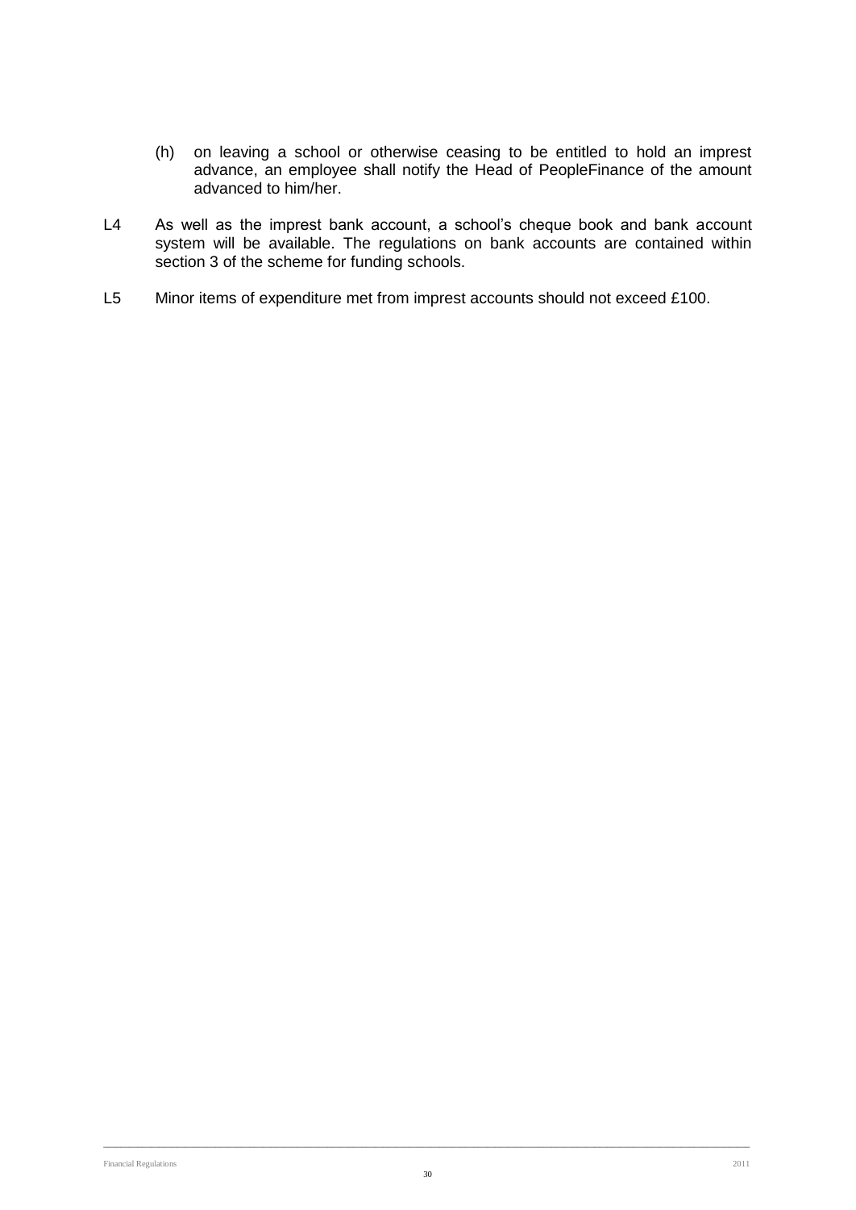(h) on leaving a school or otherwise ceasing to be entitled to hold an imprest advance, an employee shall notify the Head of PeopleFinance of the amount advanced to him/her.

L4 As well as the imprest bank account, a school's cheque book and bank account system will be available. The regulations on bank accounts are contained within section 3 of the scheme for funding schools.

L5 Minor items of expenditure met from imprest accounts should not exceed £100.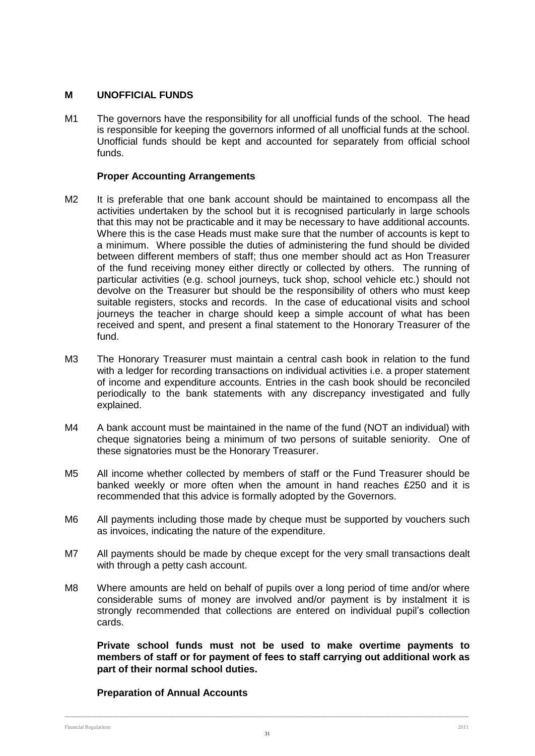## M UNOFFICIAL FUNDS

M1 The governors have the responsibility for all unofficial funds of the school. The head is responsible for keeping the governors informed of all unofficial funds at the school. Unofficial funds should be kept and accounted for separately from official school funds.

### Proper Accounting Arrangements

M2 It is preferable that one bank account should be maintained to encompass all the activities undertaken by the school but it is recognised particularly in large schools that this may not be practicable and it may be necessary to have additional accounts. Where this is the case Heads must make sure that the number of accounts is kept to a minimum. Where possible the duties of administering the fund should be divided between different members of staff; thus one member should act as Hon Treasurer of the fund receiving money either directly or collected by others. The running of particular activities (e.g. school journeys, tuck shop, school vehicle etc.) should not devolve on the Treasurer but should be the responsibility of others who must keep suitable registers, stocks and records. In the case of educational visits and school journeys the teacher in charge should keep a simple account of what has been received and spent, and present a final statement to the Honorary Treasurer of the fund.

M3 The Honorary Treasurer must maintain a central cash book in relation to the fund with a ledger for recording transactions on individual activities i.e. a proper statement of income and expenditure accounts. Entries in the cash book should be reconciled periodically to the bank statements with any discrepancy investigated and fully explained.

M4 A bank account must be maintained in the name of the fund (NOT an individual) with cheque signatories being a minimum of two persons of suitable seniority. One of these signatories must be the Honorary Treasurer.

M5 All income whether collected by members of staff or the Fund Treasurer should be banked weekly or more often when the amount in hand reaches £250 and it is recommended that this advice is formally adopted by the Governors.

M6 All payments including those made by cheque must be supported by vouchers such as invoices, indicating the nature of the expenditure.

M7 All payments should be made by cheque except for the very small transactions dealt with through a petty cash account.

M8 Where amounts are held on behalf of pupils over a long period of time and/or where considerable sums of money are involved and/or payment is by instalment it is strongly recommended that collections are entered on individual pupil's collection cards.

**Private school funds must not be used to make overtime payments to members of staff or for payment of fees to staff carrying out additional work as part of their normal school duties.**

### Preparation of Annual Accounts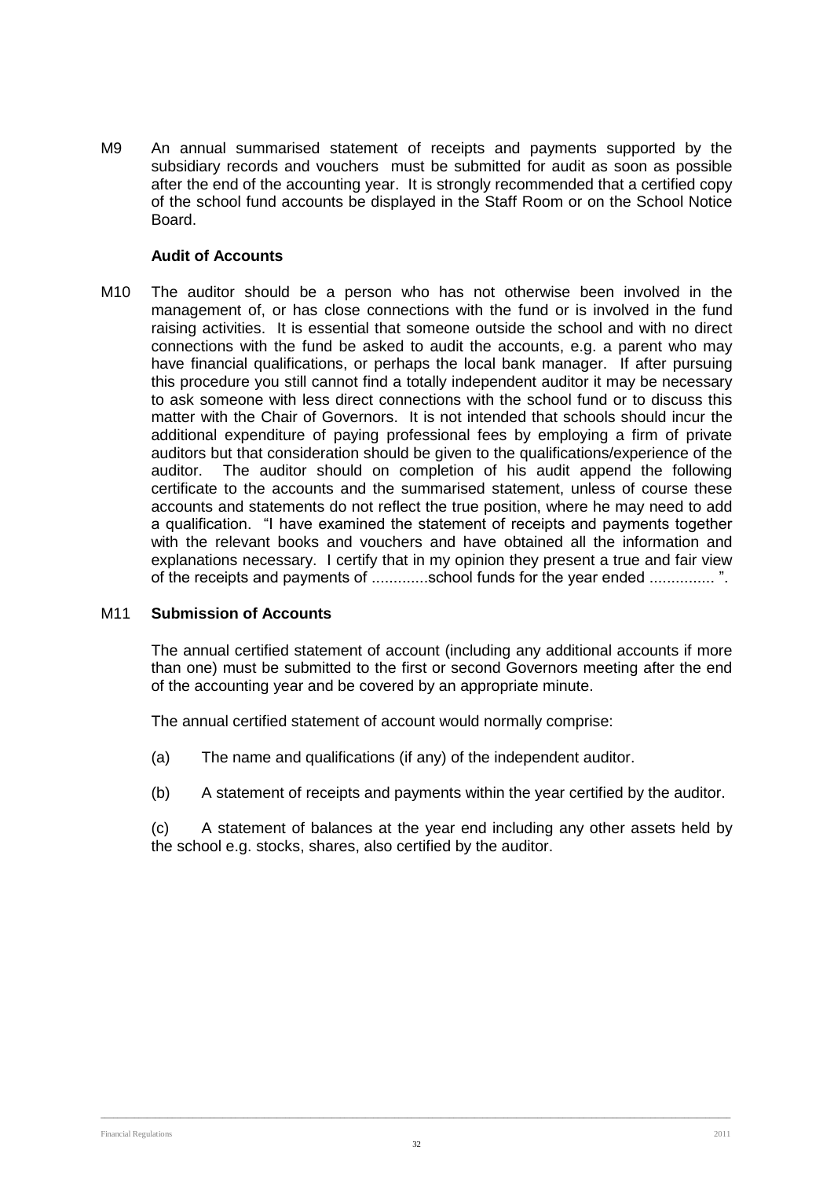M9 An annual summarised statement of receipts and payments supported by the subsidiary records and vouchers must be submitted for audit as soon as possible after the end of the accounting year. It is strongly recommended that a certified copy of the school fund accounts be displayed in the Staff Room or on the School Notice Board.

**Audit of Accounts**

M10 The auditor should be a person who has not otherwise been involved in the management of, or has close connections with the fund or is involved in the fund raising activities. It is essential that someone outside the school and with no direct connections with the fund be asked to audit the accounts, e.g. a parent who may have financial qualifications, or perhaps the local bank manager. If after pursuing this procedure you still cannot find a totally independent auditor it may be necessary to ask someone with less direct connections with the school fund or to discuss this matter with the Chair of Governors. It is not intended that schools should incur the additional expenditure of paying professional fees by employing a firm of private auditors but that consideration should be given to the qualifications/experience of the auditor. The auditor should on completion of his audit append the following certificate to the accounts and the summarised statement, unless of course these accounts and statements do not reflect the true position, where he may need to add a qualification. "I have examined the statement of receipts and payments together with the relevant books and vouchers and have obtained all the information and explanations necessary. I certify that in my opinion they present a true and fair view of the receipts and payments of .............school funds for the year ended ............... ".

M11 **Submission of Accounts**

The annual certified statement of account (including any additional accounts if more than one) must be submitted to the first or second Governors meeting after the end of the accounting year and be covered by an appropriate minute.

The annual certified statement of account would normally comprise:

(a) The name and qualifications (if any) of the independent auditor.

(b) A statement of receipts and payments within the year certified by the auditor.

(c) A statement of balances at the year end including any other assets held by the school e.g. stocks, shares, also certified by the auditor.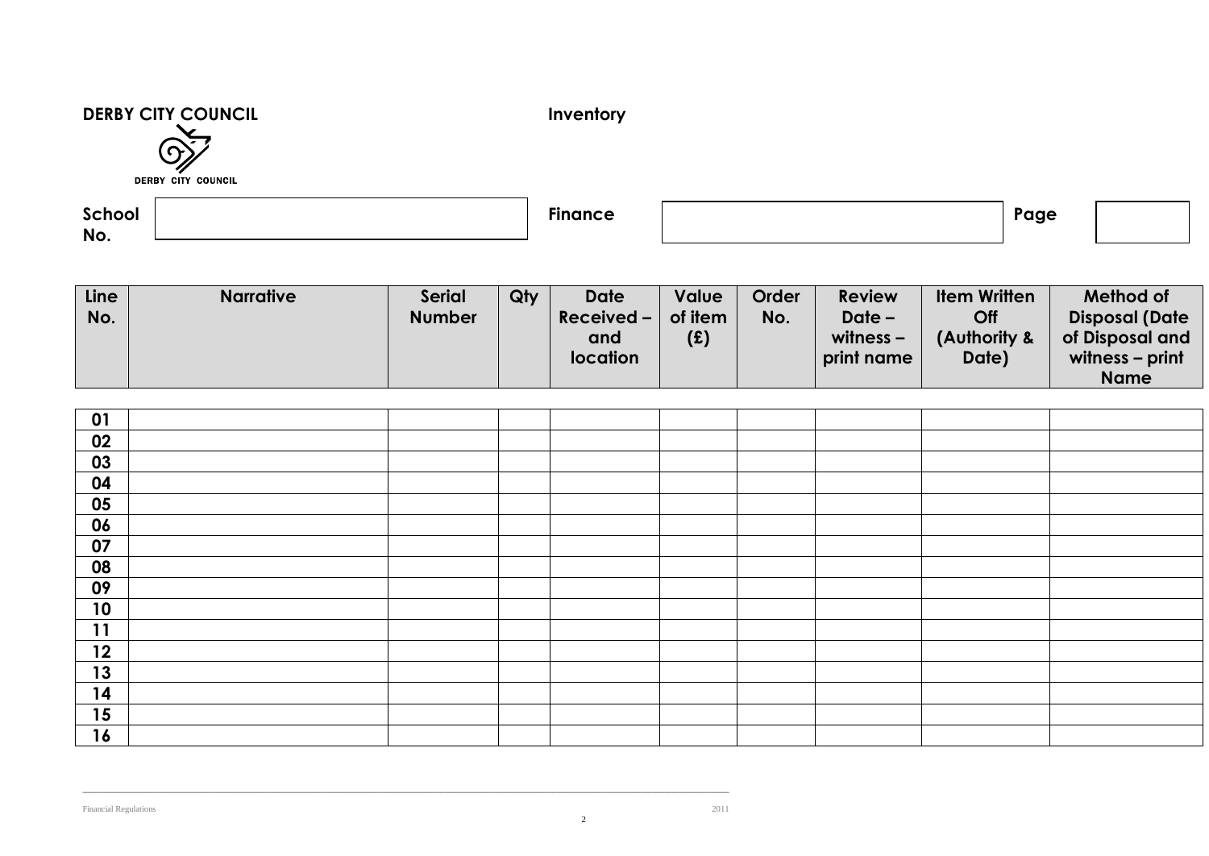**DERBY CITY COUNCIL**

DERBY CITY COUNCIL

**Inventory**

| **School No.** | | **Finance** | | **Page** | |
|---|---|---|---|---|---|

| Line No. | Narrative | Serial Number | Qty | Date Received – and location | Value of item (£) | Order No. | Review Date – witness – print name | Item Written Off (Authority & Date) | Method of Disposal (Date of Disposal and witness – print Name |
|---|---|---|---|---|---|---|---|---|---|
| 01 | | | | | | | | | |
| 02 | | | | | | | | | |
| 03 | | | | | | | | | |
| 04 | | | | | | | | | |
| 05 | | | | | | | | | |
| 06 | | | | | | | | | |
| 07 | | | | | | | | | |
| 08 | | | | | | | | | |
| 09 | | | | | | | | | |
| 10 | | | | | | | | | |
| 11 | | | | | | | | | |
| 12 | | | | | | | | | |
| 13 | | | | | | | | | |
| 14 | | | | | | | | | |
| 15 | | | | | | | | | |
| 16 | | | | | | | | | |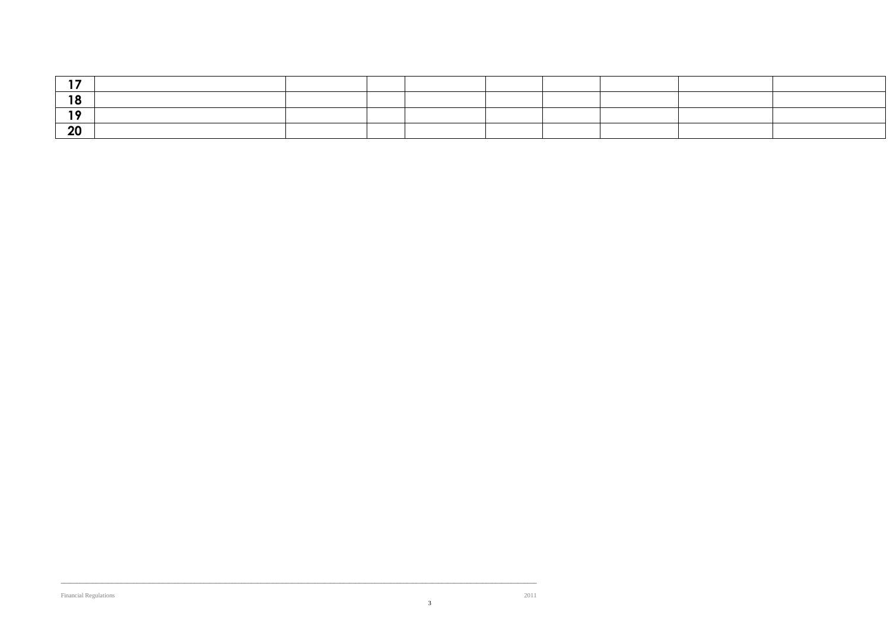| | | | | | | | | | |
|---|---|---|---|---|---|---|---|---|---|
| **17** | | | | | | | | | |
| **18** | | | | | | | | | |
| **19** | | | | | | | | | |
| **20** | | | | | | | | | |